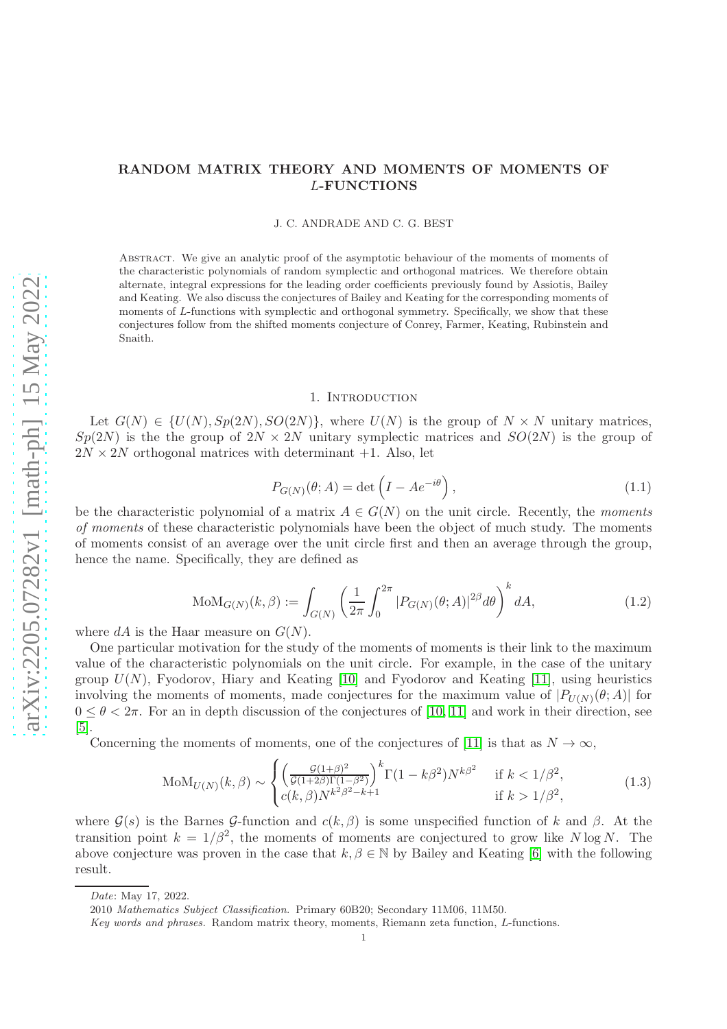# RANDOM MATRIX THEORY AND MOMENTS OF MOMENTS OF $L$-FUNCTIONS

J. C. ANDRADE AND C. G. BEST

Abstract. We give an analytic proof of the asymptotic behaviour of the moments of moments of the characteristic polynomials of random symplectic and orthogonal matrices. We therefore obtain alternate, integral expressions for the leading order coefficients previously found by Assiotis, Bailey and Keating. We also discuss the conjectures of Bailey and Keating for the corresponding moments of moments of $L$-functions with symplectic and orthogonal symmetry. Specifically, we show that these conjectures follow from the shifted moments conjecture of Conrey, Farmer, Keating, Rubinstein and Snaith.

## 1. Introduction

Let $G(N) \in \{U(N), Sp(2N), SO(2N)\}$, where $U(N)$ is the group of $N \times N$ unitary matrices, $Sp(2N)$ is the the group of $2N \times 2N$ unitary symplectic matrices and $SO(2N)$ is the group of $2N \times 2N$ orthogonal matrices with determinant $+1$. Also, let

$$P_{G(N)}(\theta; A) = \det\left(I - Ae^{-i\theta}\right), \tag{1.1}$$

be the characteristic polynomial of a matrix $A \in G(N)$ on the unit circle. Recently, the *moments of moments* of these characteristic polynomials have been the object of much study. The moments of moments consist of an average over the unit circle first and then an average through the group, hence the name. Specifically, they are defined as

$$\mathrm{MoM}_{G(N)}(k, \beta) := \int_{G(N)} \left(\frac{1}{2\pi}\int_0^{2\pi} |P_{G(N)}(\theta; A)|^{2\beta} d\theta\right)^k dA, \tag{1.2}$$

where $dA$ is the Haar measure on $G(N)$.

One particular motivation for the study of the moments of moments is their link to the maximum value of the characteristic polynomials on the unit circle. For example, in the case of the unitary group $U(N)$, Fyodorov, Hiary and Keating [10] and Fyodorov and Keating [11], using heuristics involving the moments of moments, made conjectures for the maximum value of $|P_{U(N)}(\theta; A)|$ for $0 \leq \theta < 2\pi$. For an in depth discussion of the conjectures of [10, 11] and work in their direction, see [5].

Concerning the moments of moments, one of the conjectures of [11] is that as $N \to \infty$,

$$\mathrm{MoM}_{U(N)}(k, \beta) \sim \begin{cases} \left(\frac{\mathcal{G}(1+\beta)^2}{\mathcal{G}(1+2\beta)\Gamma(1-\beta^2)}\right)^k \Gamma(1-k\beta^2) N^{k\beta^2} & \text{if } k < 1/\beta^2, \\ c(k,\beta) N^{k^2\beta^2 - k + 1} & \text{if } k > 1/\beta^2, \end{cases} \tag{1.3}$$

where $\mathcal{G}(s)$ is the Barnes $\mathcal{G}$-function and $c(k, \beta)$ is some unspecified function of $k$ and $\beta$. At the transition point $k = 1/\beta^2$, the moments of moments are conjectured to grow like $N \log N$. The above conjecture was proven in the case that $k, \beta \in \mathbb{N}$ by Bailey and Keating [6] with the following result.

*Date*: May 17, 2022.

2010 *Mathematics Subject Classification.* Primary 60B20; Secondary 11M06, 11M50.

*Key words and phrases.* Random matrix theory, moments, Riemann zeta function, $L$-functions.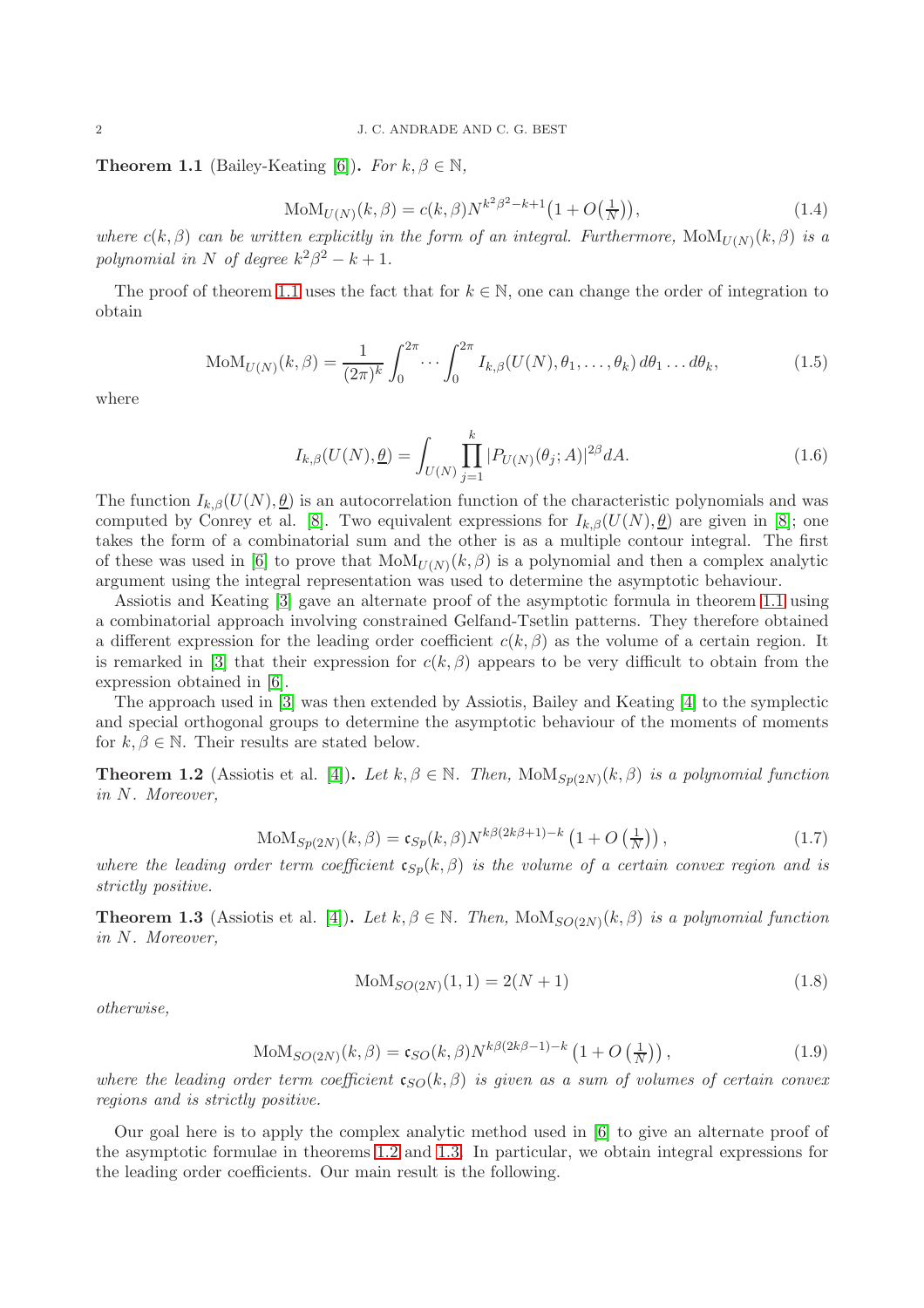**Theorem 1.1** (Bailey-Keating [6])**.** *For $k, \beta \in \mathbb{N}$,*

$$\mathrm{MoM}_{U(N)}(k,\beta) = c(k,\beta)N^{k^2\beta^2-k+1}\big(1+O\big(\tfrac{1}{N}\big)\big), \tag{1.4}$$

*where $c(k,\beta)$ can be written explicitly in the form of an integral. Furthermore, $\mathrm{MoM}_{U(N)}(k,\beta)$ is a polynomial in $N$ of degree $k^2\beta^2 - k + 1$.*

The proof of theorem 1.1 uses the fact that for $k \in \mathbb{N}$, one can change the order of integration to obtain

$$\mathrm{MoM}_{U(N)}(k,\beta) = \frac{1}{(2\pi)^k}\int_0^{2\pi}\cdots\int_0^{2\pi} I_{k,\beta}(U(N),\theta_1,\ldots,\theta_k)\,d\theta_1\ldots d\theta_k, \tag{1.5}$$

where

$$I_{k,\beta}(U(N),\underline{\theta}) = \int_{U(N)}\prod_{j=1}^{k}|P_{U(N)}(\theta_j;A)|^{2\beta}dA. \tag{1.6}$$

The function $I_{k,\beta}(U(N),\underline{\theta})$ is an autocorrelation function of the characteristic polynomials and was computed by Conrey et al. [8]. Two equivalent expressions for $I_{k,\beta}(U(N),\underline{\theta})$ are given in [8]; one takes the form of a combinatorial sum and the other is as a multiple contour integral. The first of these was used in [6] to prove that $\mathrm{MoM}_{U(N)}(k,\beta)$ is a polynomial and then a complex analytic argument using the integral representation was used to determine the asymptotic behaviour.

Assiotis and Keating [3] gave an alternate proof of the asymptotic formula in theorem 1.1 using a combinatorial approach involving constrained Gelfand-Tsetlin patterns. They therefore obtained a different expression for the leading order coefficient $c(k,\beta)$ as the volume of a certain region. It is remarked in [3] that their expression for $c(k,\beta)$ appears to be very difficult to obtain from the expression obtained in [6].

The approach used in [3] was then extended by Assiotis, Bailey and Keating [4] to the symplectic and special orthogonal groups to determine the asymptotic behaviour of the moments of moments for $k, \beta \in \mathbb{N}$. Their results are stated below.

**Theorem 1.2** (Assiotis et al. [4])**.** *Let $k, \beta \in \mathbb{N}$. Then, $\mathrm{MoM}_{Sp(2N)}(k,\beta)$ is a polynomial function in $N$. Moreover,*

$$\mathrm{MoM}_{Sp(2N)}(k,\beta) = \mathfrak{c}_{Sp}(k,\beta)N^{k\beta(2k\beta+1)-k}\left(1+O\left(\tfrac{1}{N}\right)\right), \tag{1.7}$$

*where the leading order term coefficient $\mathfrak{c}_{Sp}(k,\beta)$ is the volume of a certain convex region and is strictly positive.*

**Theorem 1.3** (Assiotis et al. [4])**.** *Let $k, \beta \in \mathbb{N}$. Then, $\mathrm{MoM}_{SO(2N)}(k,\beta)$ is a polynomial function in $N$. Moreover,*

$$\mathrm{MoM}_{SO(2N)}(1,1) = 2(N+1) \tag{1.8}$$

*otherwise,*

$$\mathrm{MoM}_{SO(2N)}(k,\beta) = \mathfrak{c}_{SO}(k,\beta)N^{k\beta(2k\beta-1)-k}\left(1+O\left(\tfrac{1}{N}\right)\right), \tag{1.9}$$

*where the leading order term coefficient $\mathfrak{c}_{SO}(k,\beta)$ is given as a sum of volumes of certain convex regions and is strictly positive.*

Our goal here is to apply the complex analytic method used in [6] to give an alternate proof of the asymptotic formulae in theorems 1.2 and 1.3. In particular, we obtain integral expressions for the leading order coefficients. Our main result is the following.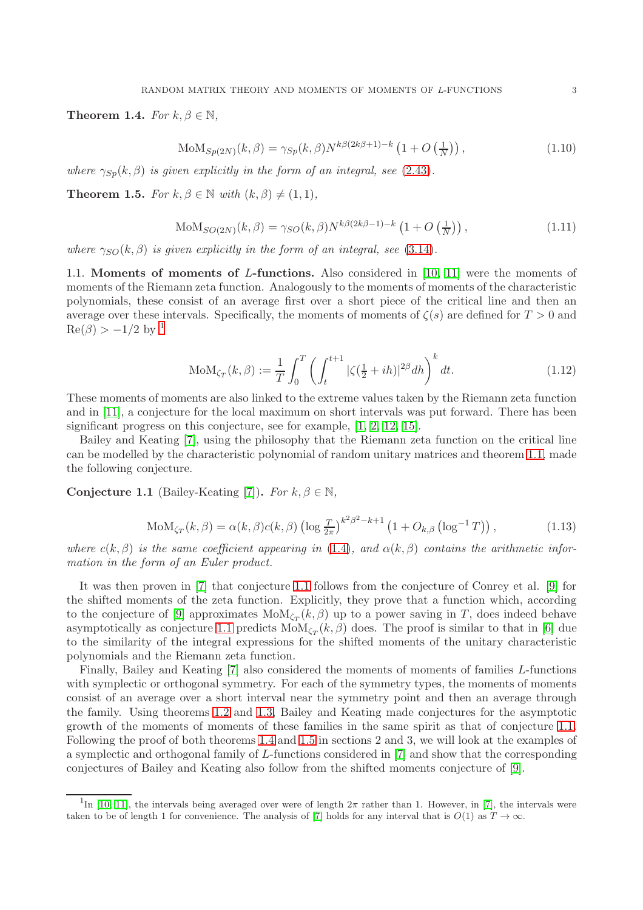**Theorem 1.4.** *For $k, \beta \in \mathbb{N}$,*

$$\mathrm{MoM}_{Sp(2N)}(k,\beta) = \gamma_{Sp}(k,\beta) N^{k\beta(2k\beta+1)-k}\left(1 + O\left(\tfrac{1}{N}\right)\right), \tag{1.10}$$

*where $\gamma_{Sp}(k,\beta)$ is given explicitly in the form of an integral, see (2.43).*

**Theorem 1.5.** *For $k, \beta \in \mathbb{N}$ with $(k,\beta) \neq (1,1)$,*

$$\mathrm{MoM}_{SO(2N)}(k,\beta) = \gamma_{SO}(k,\beta) N^{k\beta(2k\beta-1)-k}\left(1 + O\left(\tfrac{1}{N}\right)\right), \tag{1.11}$$

*where $\gamma_{SO}(k,\beta)$ is given explicitly in the form of an integral, see (3.14).*

### 1.1. Moments of moments of $L$-functions.

Also considered in [10, 11] were the moments of moments of the Riemann zeta function. Analogously to the moments of moments of the characteristic polynomials, these consist of an average first over a short piece of the critical line and then an average over these intervals. Specifically, the moments of moments of $\zeta(s)$ are defined for $T > 0$ and $\mathrm{Re}(\beta) > -1/2$ by [1]

$$\mathrm{MoM}_{\zeta_T}(k,\beta) := \frac{1}{T}\int_0^T \left(\int_t^{t+1} |\zeta(\tfrac{1}{2}+ih)|^{2\beta} dh\right)^k dt. \tag{1.12}$$

These moments of moments are also linked to the extreme values taken by the Riemann zeta function and in [11], a conjecture for the local maximum on short intervals was put forward. There has been significant progress on this conjecture, see for example, [1, 2, 12, 15].

Bailey and Keating [7], using the philosophy that the Riemann zeta function on the critical line can be modelled by the characteristic polynomial of random unitary matrices and theorem 1.1, made the following conjecture.

**Conjecture 1.1** (Bailey-Keating [7])**.** *For $k, \beta \in \mathbb{N}$,*

$$\mathrm{MoM}_{\zeta_T}(k,\beta) = \alpha(k,\beta)c(k,\beta)\left(\log \tfrac{T}{2\pi}\right)^{k^2\beta^2-k+1}\left(1 + O_{k,\beta}\left(\log^{-1} T\right)\right), \tag{1.13}$$

*where $c(k,\beta)$ is the same coefficient appearing in (1.4), and $\alpha(k,\beta)$ contains the arithmetic information in the form of an Euler product.*

It was then proven in [7] that conjecture 1.1 follows from the conjecture of Conrey et al. [9] for the shifted moments of the zeta function. Explicitly, they prove that a function which, according to the conjecture of [9] approximates $\mathrm{MoM}_{\zeta_T}(k,\beta)$ up to a power saving in $T$, does indeed behave asymptotically as conjecture 1.1 predicts $\mathrm{MoM}_{\zeta_T}(k,\beta)$ does. The proof is similar to that in [6] due to the similarity of the integral expressions for the shifted moments of the unitary characteristic polynomials and the Riemann zeta function.

Finally, Bailey and Keating [7] also considered the moments of moments of families $L$-functions with symplectic or orthogonal symmetry. For each of the symmetry types, the moments of moments consist of an average over a short interval near the symmetry point and then an average through the family. Using theorems 1.2 and 1.3, Bailey and Keating made conjectures for the asymptotic growth of the moments of moments of these families in the same spirit as that of conjecture 1.1. Following the proof of both theorems 1.4 and 1.5 in sections 2 and 3, we will look at the examples of a symplectic and orthogonal family of $L$-functions considered in [7] and show that the corresponding conjectures of Bailey and Keating also follow from the shifted moments conjecture of [9].

---

[1] In [10, 11], the intervals being averaged over were of length $2\pi$ rather than 1. However, in [7], the intervals were taken to be of length 1 for convenience. The analysis of [7] holds for any interval that is $O(1)$ as $T \to \infty$.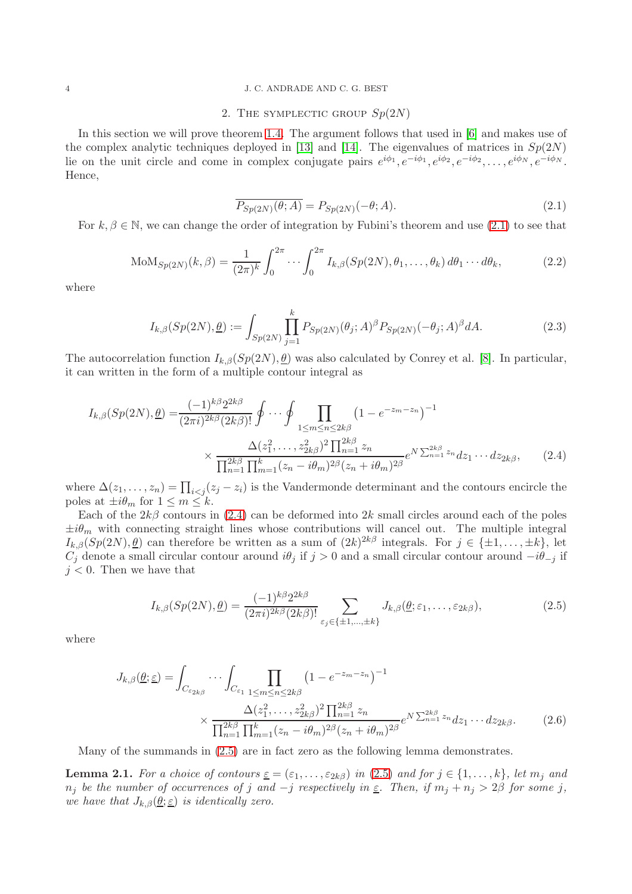## 2. The symplectic group $Sp(2N)$

In this section we will prove theorem 1.4. The argument follows that used in [6] and makes use of the complex analytic techniques deployed in [13] and [14]. The eigenvalues of matrices in $Sp(2N)$ lie on the unit circle and come in complex conjugate pairs $e^{i\phi_1}, e^{-i\phi_1}, e^{i\phi_2}, e^{-i\phi_2}, \ldots, e^{i\phi_N}, e^{-i\phi_N}$. Hence,

$$\overline{P_{Sp(2N)}(\theta; A)} = P_{Sp(2N)}(-\theta; A). \tag{2.1}$$

For $k, \beta \in \mathbb{N}$, we can change the order of integration by Fubini's theorem and use (2.1) to see that

$$\mathrm{MoM}_{Sp(2N)}(k,\beta) = \frac{1}{(2\pi)^k}\int_0^{2\pi}\cdots\int_0^{2\pi} I_{k,\beta}(Sp(2N),\theta_1,\ldots,\theta_k)\,d\theta_1\cdots d\theta_k, \tag{2.2}$$

where

$$I_{k,\beta}(Sp(2N),\underline{\theta}) := \int_{Sp(2N)}\prod_{j=1}^{k} P_{Sp(2N)}(\theta_j;A)^{\beta}P_{Sp(2N)}(-\theta_j;A)^{\beta}dA. \tag{2.3}$$

The autocorrelation function $I_{k,\beta}(Sp(2N),\underline{\theta})$ was also calculated by Conrey et al. [8]. In particular, it can written in the form of a multiple contour integral as

$$\begin{aligned} I_{k,\beta}(Sp(2N),\underline{\theta}) = &\frac{(-1)^{k\beta}2^{2k\beta}}{(2\pi i)^{2k\beta}(2k\beta)!}\oint\cdots\oint\prod_{1\le m\le n\le 2k\beta}\left(1-e^{-z_m-z_n}\right)^{-1} \\ &\times\frac{\Delta(z_1^2,\ldots,z_{2k\beta}^2)^2\prod_{n=1}^{2k\beta}z_n}{\prod_{n=1}^{2k\beta}\prod_{m=1}^{k}(z_n-i\theta_m)^{2\beta}(z_n+i\theta_m)^{2\beta}}e^{N\sum_{n=1}^{2k\beta}z_n}dz_1\cdots dz_{2k\beta}, \end{aligned} \tag{2.4}$$

where $\Delta(z_1,\ldots,z_n) = \prod_{i<j}(z_j - z_i)$ is the Vandermonde determinant and the contours encircle the poles at $\pm i\theta_m$ for $1 \le m \le k$.

Each of the $2k\beta$ contours in (2.4) can be deformed into $2k$ small circles around each of the poles $\pm i\theta_m$ with connecting straight lines whose contributions will cancel out. The multiple integral $I_{k,\beta}(Sp(2N),\underline{\theta})$ can therefore be written as a sum of $(2k)^{2k\beta}$ integrals. For $j \in \{\pm1,\ldots,\pm k\}$, let $C_j$ denote a small circular contour around $i\theta_j$ if $j > 0$ and a small circular contour around $-i\theta_{-j}$ if $j < 0$. Then we have that

$$I_{k,\beta}(Sp(2N),\underline{\theta}) = \frac{(-1)^{k\beta}2^{2k\beta}}{(2\pi i)^{2k\beta}(2k\beta)!}\sum_{\varepsilon_j\in\{\pm1,\ldots,\pm k\}} J_{k,\beta}(\underline{\theta};\varepsilon_1,\ldots,\varepsilon_{2k\beta}), \tag{2.5}$$

where

$$\begin{aligned} J_{k,\beta}(\underline{\theta};\underline{\varepsilon}) = &\int_{C_{\varepsilon_{2k\beta}}}\cdots\int_{C_{\varepsilon_1}}\prod_{1\le m\le n\le 2k\beta}\left(1-e^{-z_m-z_n}\right)^{-1} \\ &\times\frac{\Delta(z_1^2,\ldots,z_{2k\beta}^2)^2\prod_{n=1}^{2k\beta}z_n}{\prod_{n=1}^{2k\beta}\prod_{m=1}^{k}(z_n-i\theta_m)^{2\beta}(z_n+i\theta_m)^{2\beta}}e^{N\sum_{n=1}^{2k\beta}z_n}dz_1\cdots dz_{2k\beta}. \end{aligned} \tag{2.6}$$

Many of the summands in (2.5) are in fact zero as the following lemma demonstrates.

**Lemma 2.1.** *For a choice of contours $\underline{\varepsilon} = (\varepsilon_1,\ldots,\varepsilon_{2k\beta})$ in (2.5) and for $j \in \{1,\ldots,k\}$, let $m_j$ and $n_j$ be the number of occurrences of $j$ and $-j$ respectively in $\underline{\varepsilon}$. Then, if $m_j + n_j > 2\beta$ for some $j$, we have that $J_{k,\beta}(\underline{\theta};\underline{\varepsilon})$ is identically zero.*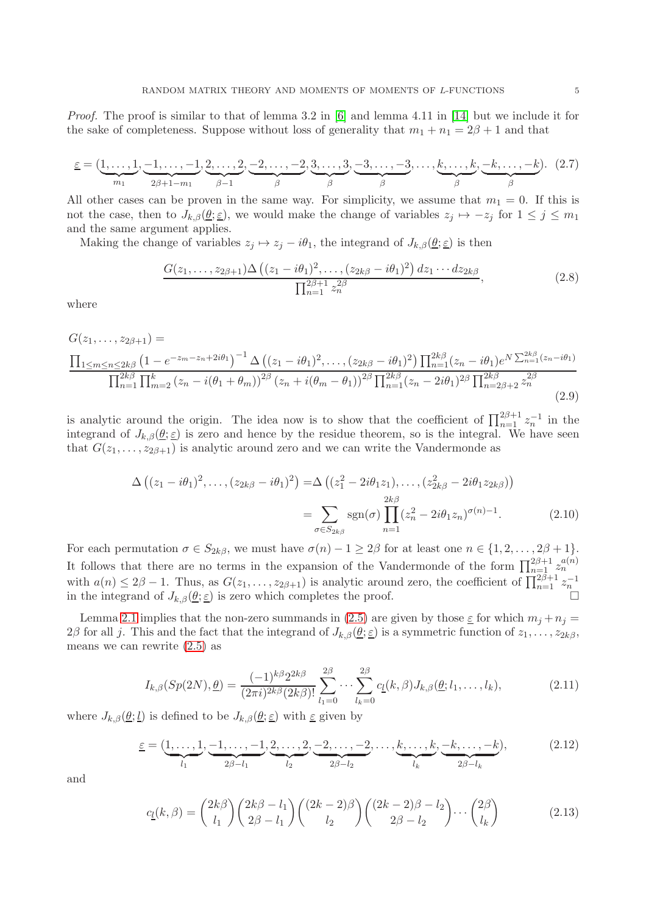*Proof.* The proof is similar to that of lemma 3.2 in [6] and lemma 4.11 in [14] but we include it for the sake of completeness. Suppose without loss of generality that $m_1 + n_1 = 2\beta + 1$ and that

$$\underline{\varepsilon} = (\underbrace{1,\dots,1}_{m_1},\underbrace{-1,\dots,-1}_{2\beta+1-m_1},\underbrace{2,\dots,2}_{\beta-1},\underbrace{-2,\dots,-2}_{\beta},\underbrace{3,\dots,3}_{\beta},\underbrace{-3,\dots,-3}_{\beta},\dots,\underbrace{k,\dots,k}_{\beta},\underbrace{-k,\dots,-k}_{\beta}). \quad (2.7)$$

All other cases can be proven in the same way. For simplicity, we assume that $m_1 = 0$. If this is not the case, then to $J_{k,\beta}(\underline{\theta};\underline{\varepsilon})$, we would make the change of variables $z_j \mapsto -z_j$ for $1 \le j \le m_1$ and the same argument applies.

Making the change of variables $z_j \mapsto z_j - i\theta_1$, the integrand of $J_{k,\beta}(\underline{\theta};\underline{\varepsilon})$ is then

$$\frac{G(z_1,\dots,z_{2\beta+1})\Delta\left((z_1-i\theta_1)^2,\dots,(z_{2k\beta}-i\theta_1)^2\right)dz_1\cdots dz_{2k\beta}}{\prod_{n=1}^{2\beta+1} z_n^{2\beta}}, \quad (2.8)$$

where

$$G(z_1,\dots,z_{2\beta+1}) = \frac{\prod_{1\le m\le n\le 2k\beta}\left(1-e^{-z_m-z_n+2i\theta_1}\right)^{-1}\Delta\left((z_1-i\theta_1)^2,\dots,(z_{2k\beta}-i\theta_1)^2\right)\prod_{n=1}^{2k\beta}(z_n-i\theta_1)e^{N\sum_{n=1}^{2k\beta}(z_n-i\theta_1)}}{\prod_{n=1}^{2k\beta}\prod_{m=2}^{k}\left(z_n-i(\theta_1+\theta_m)\right)^{2\beta}\left(z_n+i(\theta_m-\theta_1)\right)^{2\beta}\prod_{n=1}^{2k\beta}(z_n-2i\theta_1)^{2\beta}\prod_{n=2\beta+2}^{2k\beta}z_n^{2\beta}} \quad (2.9)$$

is analytic around the origin. The idea now is to show that the coefficient of $\prod_{n=1}^{2\beta+1} z_n^{-1}$ in the integrand of $J_{k,\beta}(\underline{\theta};\underline{\varepsilon})$ is zero and hence by the residue theorem, so is the integral. We have seen that $G(z_1,\dots,z_{2\beta+1})$ is analytic around zero and we can write the Vandermonde as

$$\begin{aligned}
\Delta\left((z_1-i\theta_1)^2,\dots,(z_{2k\beta}-i\theta_1)^2\right) &= \Delta\left((z_1^2-2i\theta_1 z_1),\dots,(z_{2k\beta}^2-2i\theta_1 z_{2k\beta})\right) \\
&= \sum_{\sigma\in S_{2k\beta}} \operatorname{sgn}(\sigma)\prod_{n=1}^{2k\beta}(z_n^2-2i\theta_1 z_n)^{\sigma(n)-1}. \quad (2.10)
\end{aligned}$$

For each permutation $\sigma \in S_{2k\beta}$, we must have $\sigma(n)-1 \ge 2\beta$ for at least one $n \in \{1,2,\dots,2\beta+1\}$. It follows that there are no terms in the expansion of the Vandermonde of the form $\prod_{n=1}^{2\beta+1} z_n^{a(n)}$ with $a(n) \le 2\beta - 1$. Thus, as $G(z_1,\dots,z_{2\beta+1})$ is analytic around zero, the coefficient of $\prod_{n=1}^{2\beta+1} z_n^{-1}$ in the integrand of $J_{k,\beta}(\underline{\theta};\underline{\varepsilon})$ is zero which completes the proof. $\square$

Lemma 2.1 implies that the non-zero summands in (2.5) are given by those $\underline{\varepsilon}$ for which $m_j + n_j = 2\beta$ for all $j$. This and the fact that the integrand of $J_{k,\beta}(\underline{\theta};\underline{\varepsilon})$ is a symmetric function of $z_1,\dots,z_{2k\beta}$, means we can rewrite (2.5) as

$$I_{k,\beta}(Sp(2N),\underline{\theta}) = \frac{(-1)^{k\beta}2^{2k\beta}}{(2\pi i)^{2k\beta}(2k\beta)!}\sum_{l_1=0}^{2\beta}\cdots\sum_{l_k=0}^{2\beta} c_{\underline{l}}(k,\beta)J_{k,\beta}(\underline{\theta};l_1,\dots,l_k), \quad (2.11)$$

where $J_{k,\beta}(\underline{\theta};\underline{l})$ is defined to be $J_{k,\beta}(\underline{\theta};\underline{\varepsilon})$ with $\underline{\varepsilon}$ given by

$$\underline{\varepsilon} = (\underbrace{1,\dots,1}_{l_1},\underbrace{-1,\dots,-1}_{2\beta-l_1},\underbrace{2,\dots,2}_{l_2},\underbrace{-2,\dots,-2}_{2\beta-l_2},\dots,\underbrace{k,\dots,k}_{l_k},\underbrace{-k,\dots,-k}_{2\beta-l_k}), \quad (2.12)$$

and

$$c_{\underline{l}}(k,\beta) = \binom{2k\beta}{l_1}\binom{2k\beta-l_1}{2\beta-l_1}\binom{(2k-2)\beta}{l_2}\binom{(2k-2)\beta-l_2}{2\beta-l_2}\cdots\binom{2\beta}{l_k} \quad (2.13)$$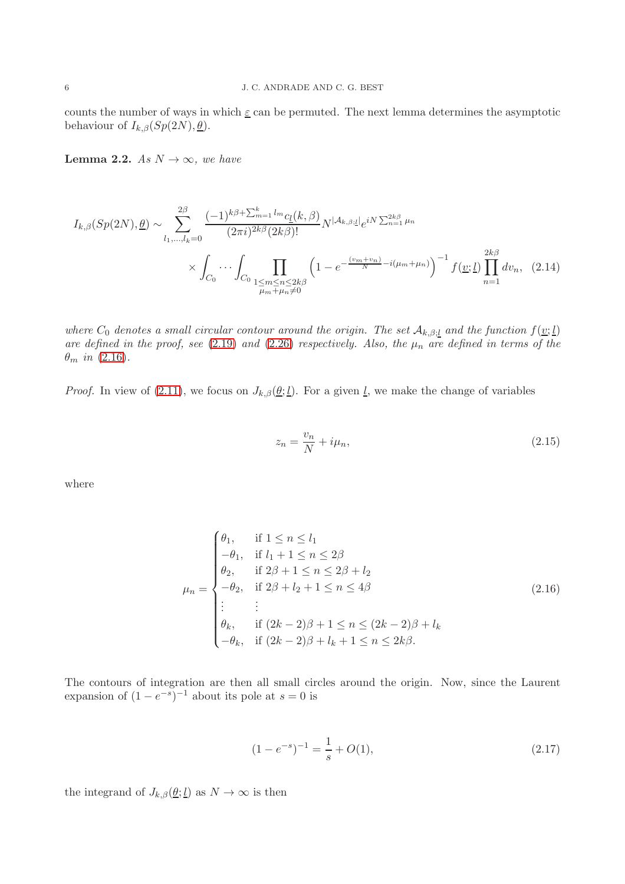counts the number of ways in which $\underline{\varepsilon}$ can be permuted. The next lemma determines the asymptotic behaviour of $I_{k,\beta}(Sp(2N),\underline{\theta})$.

**Lemma 2.2.** *As $N \to \infty$, we have*

$$
I_{k,\beta}(Sp(2N),\underline{\theta}) \sim \sum_{l_1,\ldots,l_k=0}^{2\beta} \frac{(-1)^{k\beta+\sum_{m=1}^{k} l_m} c_{\underline{l}}(k,\beta)}{(2\pi i)^{2k\beta}(2k\beta)!} N^{|\mathcal{A}_{k,\beta;\underline{l}}|} e^{iN\sum_{n=1}^{2k\beta}\mu_n} \times \int_{C_0}\cdots\int_{C_0} \prod_{\substack{1\le m\le n\le 2k\beta\\ \mu_m+\mu_n\neq 0}} \left(1-e^{-\frac{(v_m+v_n)}{N}-i(\mu_m+\mu_n)}\right)^{-1} f(\underline{v};\underline{l}) \prod_{n=1}^{2k\beta} dv_n, \quad (2.14)
$$

*where $C_0$ denotes a small circular contour around the origin. The set $\mathcal{A}_{k,\beta;\underline{l}}$ and the function $f(\underline{v};\underline{l})$ are defined in the proof, see (2.19) and (2.26) respectively. Also, the $\mu_n$ are defined in terms of the $\theta_m$ in (2.16).*

*Proof.* In view of (2.11), we focus on $J_{k,\beta}(\underline{\theta};\underline{l})$. For a given $\underline{l}$, we make the change of variables

$$
z_n = \frac{v_n}{N} + i\mu_n, \quad (2.15)
$$

where

$$
\mu_n = \begin{cases}
\theta_1, & \text{if } 1 \le n \le l_1 \\
-\theta_1, & \text{if } l_1+1 \le n \le 2\beta \\
\theta_2, & \text{if } 2\beta+1 \le n \le 2\beta+l_2 \\
-\theta_2, & \text{if } 2\beta+l_2+1 \le n \le 4\beta \\
\vdots & \vdots \\
\theta_k, & \text{if } (2k-2)\beta+1 \le n \le (2k-2)\beta+l_k \\
-\theta_k, & \text{if } (2k-2)\beta+l_k+1 \le n \le 2k\beta.
\end{cases} \quad (2.16)
$$

The contours of integration are then all small circles around the origin. Now, since the Laurent expansion of $(1-e^{-s})^{-1}$ about its pole at $s=0$ is

$$
(1-e^{-s})^{-1} = \frac{1}{s} + O(1), \quad (2.17)
$$

the integrand of $J_{k,\beta}(\underline{\theta};\underline{l})$ as $N\to\infty$ is then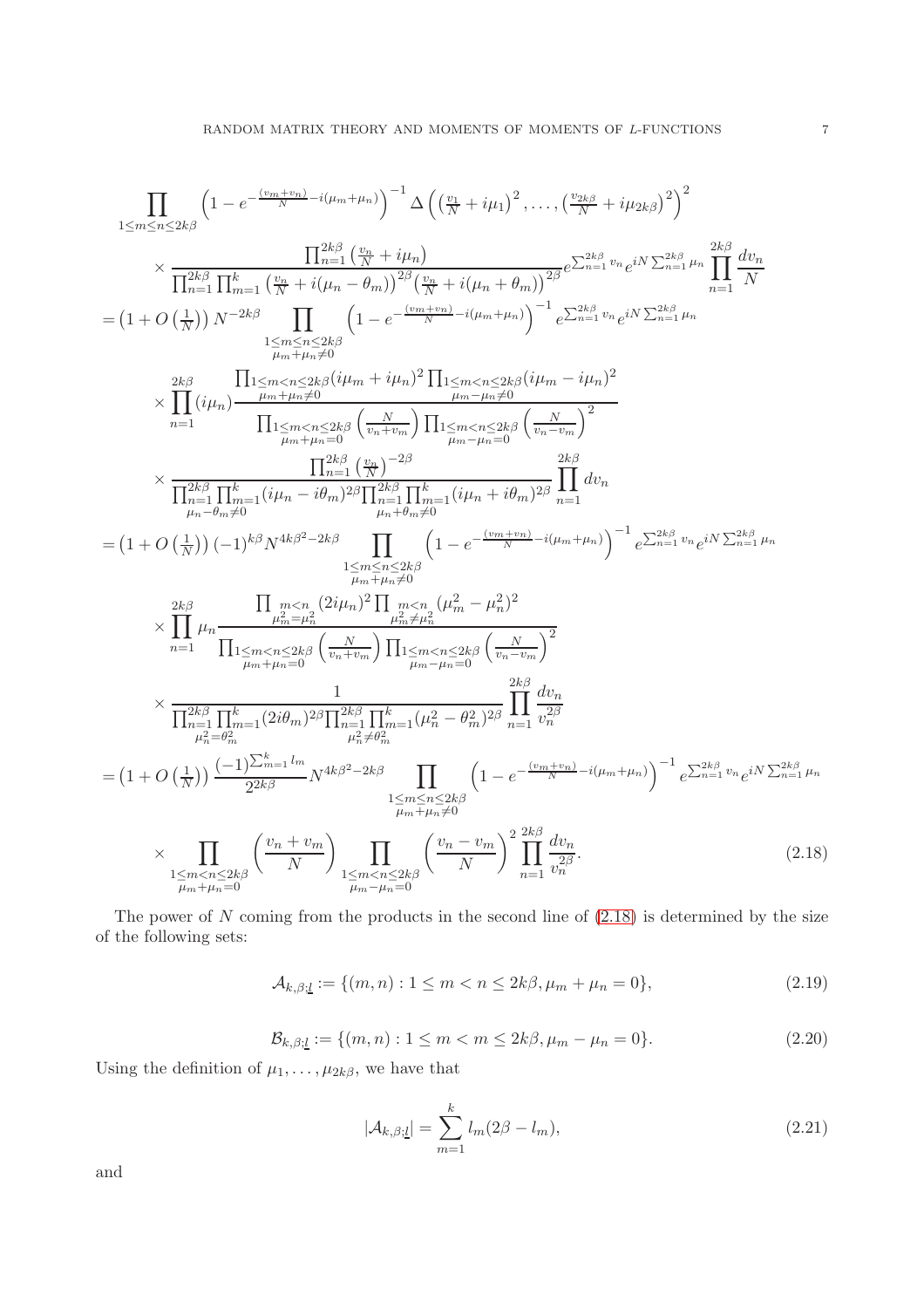$$
\begin{aligned}
&\prod_{1\le m\le n\le 2k\beta}\left(1-e^{-\frac{(v_m+v_n)}{N}-i(\mu_m+\mu_n)}\right)^{-1}\Delta\left(\left(\tfrac{v_1}{N}+i\mu_1\right)^2,\dots,\left(\tfrac{v_{2k\beta}}{N}+i\mu_{2k\beta}\right)^2\right)^2\\
&\quad\times\frac{\prod_{n=1}^{2k\beta}\left(\frac{v_n}{N}+i\mu_n\right)}{\prod_{n=1}^{2k\beta}\prod_{m=1}^{k}\left(\frac{v_n}{N}+i(\mu_n-\theta_m)\right)^{2\beta}\left(\frac{v_n}{N}+i(\mu_n+\theta_m)\right)^{2\beta}}e^{\sum_{n=1}^{2k\beta}v_n}e^{iN\sum_{n=1}^{2k\beta}\mu_n}\prod_{n=1}^{2k\beta}\frac{dv_n}{N}\\
&=\left(1+O\left(\tfrac{1}{N}\right)\right)N^{-2k\beta}\prod_{\substack{1\le m\le n\le 2k\beta\\ \mu_m+\mu_n\neq 0}}\left(1-e^{-\frac{(v_m+v_n)}{N}-i(\mu_m+\mu_n)}\right)^{-1}e^{\sum_{n=1}^{2k\beta}v_n}e^{iN\sum_{n=1}^{2k\beta}\mu_n}\\
&\quad\times\prod_{n=1}^{2k\beta}(i\mu_n)\frac{\prod_{\substack{1\le m<n\le 2k\beta\\ \mu_m+\mu_n\neq 0}}(i\mu_m+i\mu_n)^2\prod_{\substack{1\le m<n\le 2k\beta\\ \mu_m-\mu_n\neq 0}}(i\mu_m-i\mu_n)^2}{\prod_{\substack{1\le m<n\le 2k\beta\\ \mu_m+\mu_n=0}}\left(\frac{N}{v_n+v_m}\right)\prod_{\substack{1\le m<n\le 2k\beta\\ \mu_m-\mu_n=0}}\left(\frac{N}{v_n-v_m}\right)^2}\\
&\quad\times\frac{\prod_{n=1}^{2k\beta}\left(\frac{v_n}{N}\right)^{-2\beta}}{\prod_{\substack{n=1\\ \mu_n-\theta_m\neq 0}}^{2k\beta}\prod_{m=1}^{k}(i\mu_n-i\theta_m)^{2\beta}\prod_{\substack{n=1\\ \mu_n+\theta_m\neq 0}}^{2k\beta}\prod_{m=1}^{k}(i\mu_n+i\theta_m)^{2\beta}}\prod_{n=1}^{2k\beta}dv_n\\
&=\left(1+O\left(\tfrac{1}{N}\right)\right)(-1)^{k\beta}N^{4k\beta^2-2k\beta}\prod_{\substack{1\le m\le n\le 2k\beta\\ \mu_m+\mu_n\neq 0}}\left(1-e^{-\frac{(v_m+v_n)}{N}-i(\mu_m+\mu_n)}\right)^{-1}e^{\sum_{n=1}^{2k\beta}v_n}e^{iN\sum_{n=1}^{2k\beta}\mu_n}\\
&\quad\times\prod_{n=1}^{2k\beta}\mu_n\frac{\prod_{\substack{m<n\\ \mu_m^2=\mu_n^2}}(2i\mu_n)^2\prod_{\substack{m<n\\ \mu_m^2\neq\mu_n^2}}(\mu_m^2-\mu_n^2)^2}{\prod_{\substack{1\le m<n\le 2k\beta\\ \mu_m+\mu_n=0}}\left(\frac{N}{v_n+v_m}\right)\prod_{\substack{1\le m<n\le 2k\beta\\ \mu_m-\mu_n=0}}\left(\frac{N}{v_n-v_m}\right)^2}\\
&\quad\times\frac{1}{\prod_{\substack{n=1\\ \mu_n^2=\theta_m^2}}^{2k\beta}\prod_{m=1}^{k}(2i\theta_m)^{2\beta}\prod_{\substack{n=1\\ \mu_n^2\neq\theta_m^2}}^{2k\beta}\prod_{m=1}^{k}(\mu_n^2-\theta_m^2)^{2\beta}}\prod_{n=1}^{2k\beta}\frac{dv_n}{v_n^{2\beta}}\\
&=\left(1+O\left(\tfrac{1}{N}\right)\right)\frac{(-1)^{\sum_{m=1}^{k}l_m}}{2^{2k\beta}}N^{4k\beta^2-2k\beta}\prod_{\substack{1\le m\le n\le 2k\beta\\ \mu_m+\mu_n\neq 0}}\left(1-e^{-\frac{(v_m+v_n)}{N}-i(\mu_m+\mu_n)}\right)^{-1}e^{\sum_{n=1}^{2k\beta}v_n}e^{iN\sum_{n=1}^{2k\beta}\mu_n}\\
&\quad\times\prod_{\substack{1\le m<n\le 2k\beta\\ \mu_m+\mu_n=0}}\left(\frac{v_n+v_m}{N}\right)\prod_{\substack{1\le m<n\le 2k\beta\\ \mu_m-\mu_n=0}}\left(\frac{v_n-v_m}{N}\right)^2\prod_{n=1}^{2k\beta}\frac{dv_n}{v_n^{2\beta}}.
\end{aligned}
\tag{2.18}
$$

The power of $N$ coming from the products in the second line of (2.18) is determined by the size of the following sets:

$$
\mathcal{A}_{k,\beta;\underline{l}} := \{(m,n) : 1\le m<n\le 2k\beta, \mu_m+\mu_n=0\}, \tag{2.19}
$$

$$
\mathcal{B}_{k,\beta;\underline{l}} := \{(m,n) : 1\le m<m\le 2k\beta, \mu_m-\mu_n=0\}. \tag{2.20}
$$

Using the definition of $\mu_1,\dots,\mu_{2k\beta}$, we have that

$$
|\mathcal{A}_{k,\beta;\underline{l}}| = \sum_{m=1}^{k} l_m(2\beta-l_m), \tag{2.21}
$$

and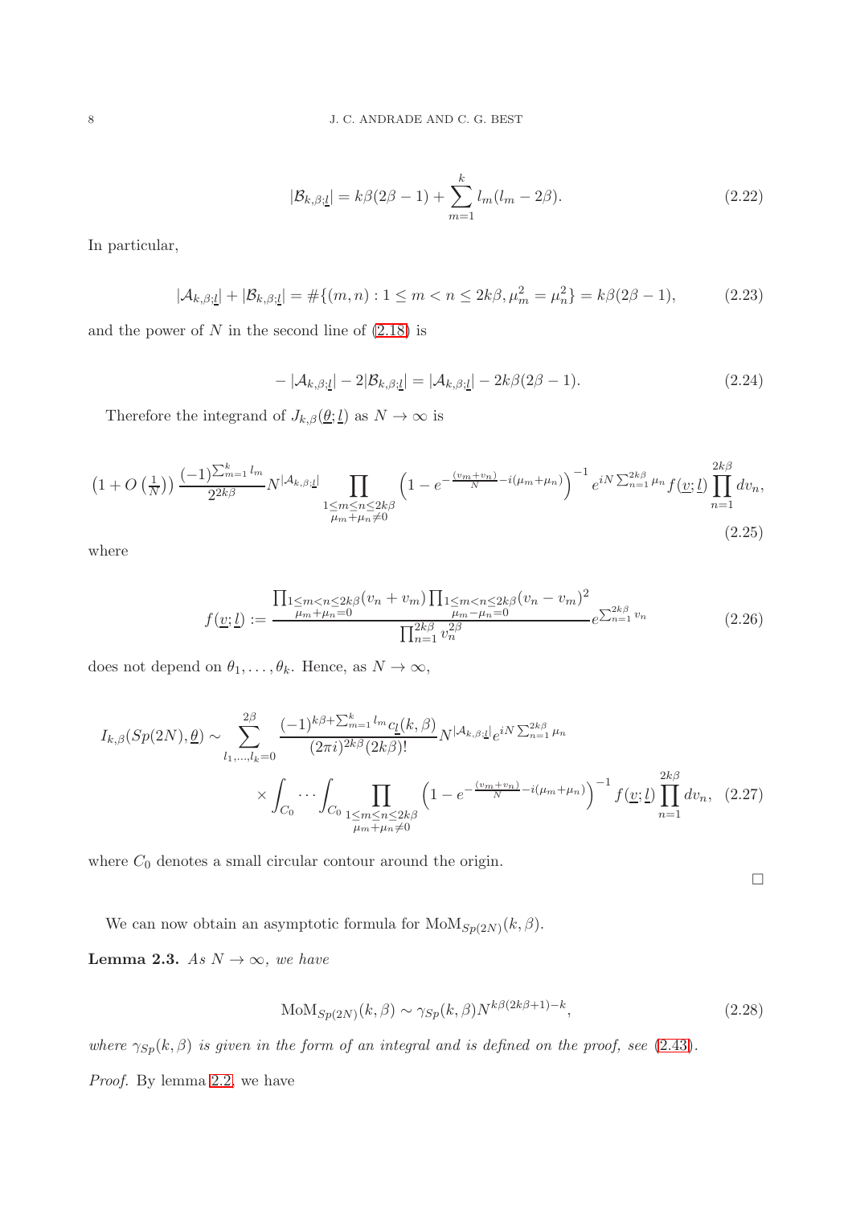$$|\mathcal{B}_{k,\beta;\underline{l}}| = k\beta(2\beta-1) + \sum_{m=1}^{k} l_m(l_m - 2\beta). \tag{2.22}$$

In particular,

$$|\mathcal{A}_{k,\beta;\underline{l}}| + |\mathcal{B}_{k,\beta;\underline{l}}| = \#\{(m,n) : 1 \le m < n \le 2k\beta, \mu_m^2 = \mu_n^2\} = k\beta(2\beta-1), \tag{2.23}$$

and the power of $N$ in the second line of (2.18) is

$$-|\mathcal{A}_{k,\beta;\underline{l}}| - 2|\mathcal{B}_{k,\beta;\underline{l}}| = |\mathcal{A}_{k,\beta;\underline{l}}| - 2k\beta(2\beta-1). \tag{2.24}$$

Therefore the integrand of $J_{k,\beta}(\underline{\theta};\underline{l})$ as $N \to \infty$ is

$$\left(1 + O\left(\tfrac{1}{N}\right)\right) \frac{(-1)^{\sum_{m=1}^{k} l_m}}{2^{2k\beta}} N^{|\mathcal{A}_{k,\beta;\underline{l}}|} \prod_{\substack{1 \le m \le n \le 2k\beta \\ \mu_m + \mu_n \neq 0}} \left(1 - e^{-\frac{(v_m+v_n)}{N} - i(\mu_m + \mu_n)}\right)^{-1} e^{iN\sum_{n=1}^{2k\beta}\mu_n} f(\underline{v};\underline{l}) \prod_{n=1}^{2k\beta} dv_n, \tag{2.25}$$

where

$$f(\underline{v};\underline{l}) := \frac{\prod_{\substack{1 \le m < n \le 2k\beta \\ \mu_m + \mu_n = 0}} (v_n + v_m) \prod_{\substack{1 \le m < n \le 2k\beta \\ \mu_m - \mu_n = 0}} (v_n - v_m)^2}{\prod_{n=1}^{2k\beta} v_n^{2\beta}} e^{\sum_{n=1}^{2k\beta} v_n} \tag{2.26}$$

does not depend on $\theta_1, \ldots, \theta_k$. Hence, as $N \to \infty$,

$$\begin{aligned} I_{k,\beta}(Sp(2N),\underline{\theta}) \sim \sum_{l_1,\ldots,l_k=0}^{2\beta} & \frac{(-1)^{k\beta + \sum_{m=1}^{k} l_m} c_{\underline{l}}(k,\beta)}{(2\pi i)^{2k\beta}(2k\beta)!} N^{|\mathcal{A}_{k,\beta;\underline{l}}|} e^{iN\sum_{n=1}^{2k\beta}\mu_n} \\ & \times \int_{C_0} \cdots \int_{C_0} \prod_{\substack{1 \le m \le n \le 2k\beta \\ \mu_m + \mu_n \neq 0}} \left(1 - e^{-\frac{(v_m+v_n)}{N} - i(\mu_m+\mu_n)}\right)^{-1} f(\underline{v};\underline{l}) \prod_{n=1}^{2k\beta} dv_n, \end{aligned} \tag{2.27}$$

where $C_0$ denotes a small circular contour around the origin.

□

We can now obtain an asymptotic formula for $\mathrm{MoM}_{Sp(2N)}(k,\beta)$.

**Lemma 2.3.** *As $N \to \infty$, we have*

$$\mathrm{MoM}_{Sp(2N)}(k,\beta) \sim \gamma_{Sp}(k,\beta) N^{k\beta(2k\beta+1)-k}, \tag{2.28}$$

*where $\gamma_{Sp}(k,\beta)$ is given in the form of an integral and is defined on the proof, see (2.43).*

*Proof.* By lemma 2.2, we have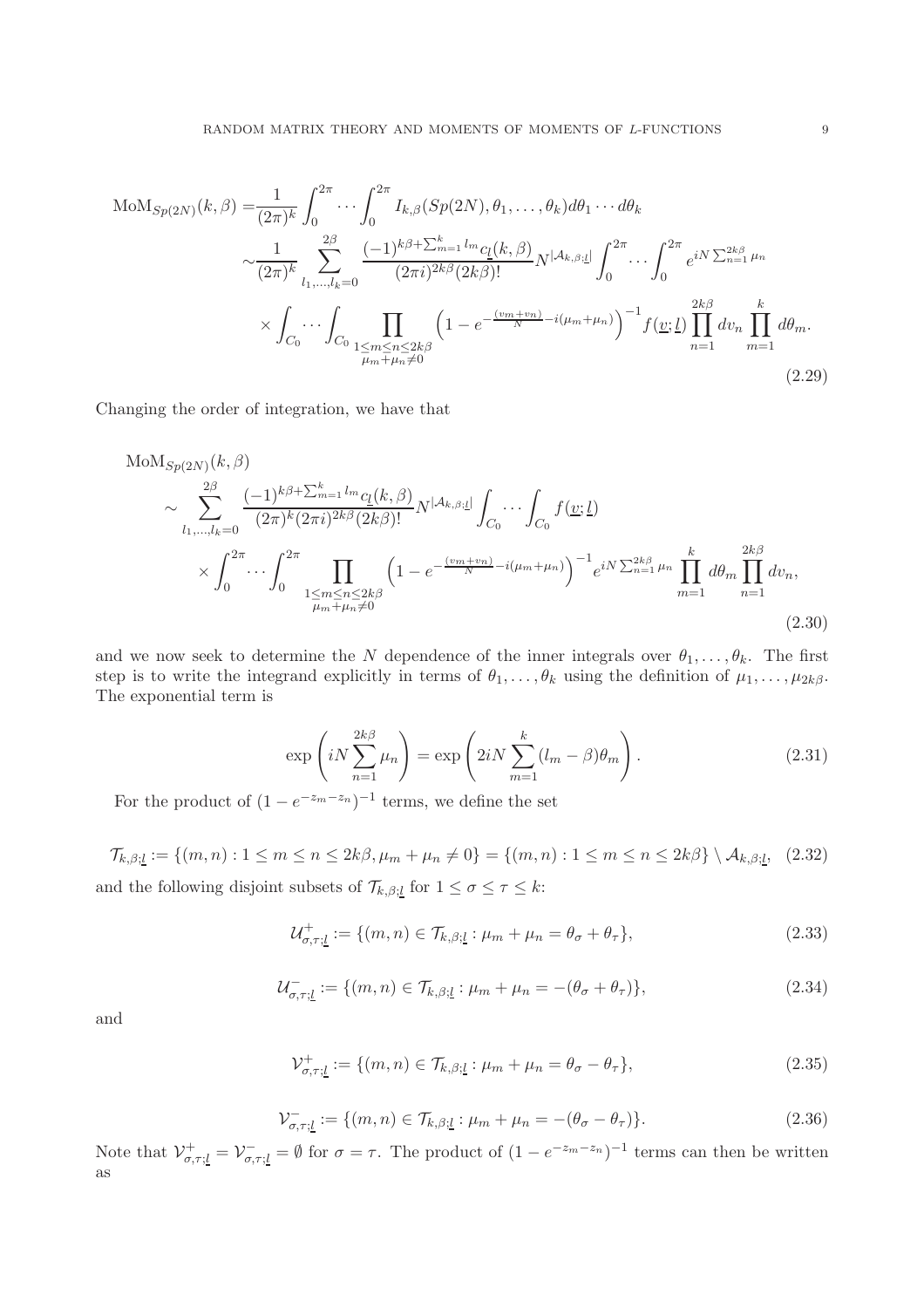$$
\begin{aligned}
\mathrm{MoM}_{Sp(2N)}(k,\beta) =& \frac{1}{(2\pi)^k}\int_0^{2\pi}\cdots\int_0^{2\pi} I_{k,\beta}(Sp(2N),\theta_1,\ldots,\theta_k)d\theta_1\cdots d\theta_k \\
\sim& \frac{1}{(2\pi)^k}\sum_{l_1,\ldots,l_k=0}^{2\beta}\frac{(-1)^{k\beta+\sum_{m=1}^k l_m}c_{\underline{l}}(k,\beta)}{(2\pi i)^{2k\beta}(2k\beta)!}N^{|\mathcal{A}_{k,\beta;\underline{l}}|}\int_0^{2\pi}\cdots\int_0^{2\pi} e^{iN\sum_{n=1}^{2k\beta}\mu_n} \\
&\times\int_{C_0}\cdots\int_{C_0}\prod_{\substack{1\le m\le n\le 2k\beta\\ \mu_m+\mu_n\neq 0}}\left(1-e^{-\frac{(v_m+v_n)}{N}-i(\mu_m+\mu_n)}\right)^{-1}f(\underline{v};\underline{l})\prod_{n=1}^{2k\beta}dv_n\prod_{m=1}^{k}d\theta_m.
\end{aligned}
\tag{2.29}
$$

Changing the order of integration, we have that

$$
\begin{aligned}
&\mathrm{MoM}_{Sp(2N)}(k,\beta) \\
&\sim \sum_{l_1,\ldots,l_k=0}^{2\beta}\frac{(-1)^{k\beta+\sum_{m=1}^k l_m}c_{\underline{l}}(k,\beta)}{(2\pi)^k(2\pi i)^{2k\beta}(2k\beta)!}N^{|\mathcal{A}_{k,\beta;\underline{l}}|}\int_{C_0}\cdots\int_{C_0} f(\underline{v};\underline{l}) \\
&\quad\times\int_0^{2\pi}\cdots\int_0^{2\pi}\prod_{\substack{1\le m\le n\le 2k\beta\\ \mu_m+\mu_n\neq 0}}\left(1-e^{-\frac{(v_m+v_n)}{N}-i(\mu_m+\mu_n)}\right)^{-1}e^{iN\sum_{n=1}^{2k\beta}\mu_n}\prod_{m=1}^{k}d\theta_m\prod_{n=1}^{2k\beta}dv_n,
\end{aligned}
\tag{2.30}
$$

and we now seek to determine the $N$ dependence of the inner integrals over $\theta_1,\ldots,\theta_k$. The first step is to write the integrand explicitly in terms of $\theta_1,\ldots,\theta_k$ using the definition of $\mu_1,\ldots,\mu_{2k\beta}$. The exponential term is

$$
\exp\left(iN\sum_{n=1}^{2k\beta}\mu_n\right) = \exp\left(2iN\sum_{m=1}^{k}(l_m-\beta)\theta_m\right).
\tag{2.31}
$$

For the product of $(1-e^{-z_m-z_n})^{-1}$ terms, we define the set

$$
\mathcal{T}_{k,\beta;\underline{l}} := \{(m,n): 1\le m\le n\le 2k\beta, \mu_m+\mu_n\neq 0\} = \{(m,n): 1\le m\le n\le 2k\beta\}\setminus\mathcal{A}_{k,\beta;\underline{l}},
\tag{2.32}
$$

and the following disjoint subsets of $\mathcal{T}_{k,\beta;\underline{l}}$ for $1\le\sigma\le\tau\le k$:

$$
\mathcal{U}^+_{\sigma,\tau;\underline{l}} := \{(m,n)\in\mathcal{T}_{k,\beta;\underline{l}} : \mu_m+\mu_n = \theta_\sigma+\theta_\tau\},
\tag{2.33}
$$

$$
\mathcal{U}^-_{\sigma,\tau;\underline{l}} := \{(m,n)\in\mathcal{T}_{k,\beta;\underline{l}} : \mu_m+\mu_n = -(\theta_\sigma+\theta_\tau)\},
\tag{2.34}
$$

and

$$
\mathcal{V}^+_{\sigma,\tau;\underline{l}} := \{(m,n)\in\mathcal{T}_{k,\beta;\underline{l}} : \mu_m+\mu_n = \theta_\sigma-\theta_\tau\},
\tag{2.35}
$$

$$
\mathcal{V}^-_{\sigma,\tau;\underline{l}} := \{(m,n)\in\mathcal{T}_{k,\beta;\underline{l}} : \mu_m+\mu_n = -(\theta_\sigma-\theta_\tau)\}.
\tag{2.36}
$$

Note that $\mathcal{V}^+_{\sigma,\tau;\underline{l}} = \mathcal{V}^-_{\sigma,\tau;\underline{l}} = \emptyset$ for $\sigma=\tau$. The product of $(1-e^{-z_m-z_n})^{-1}$ terms can then be written as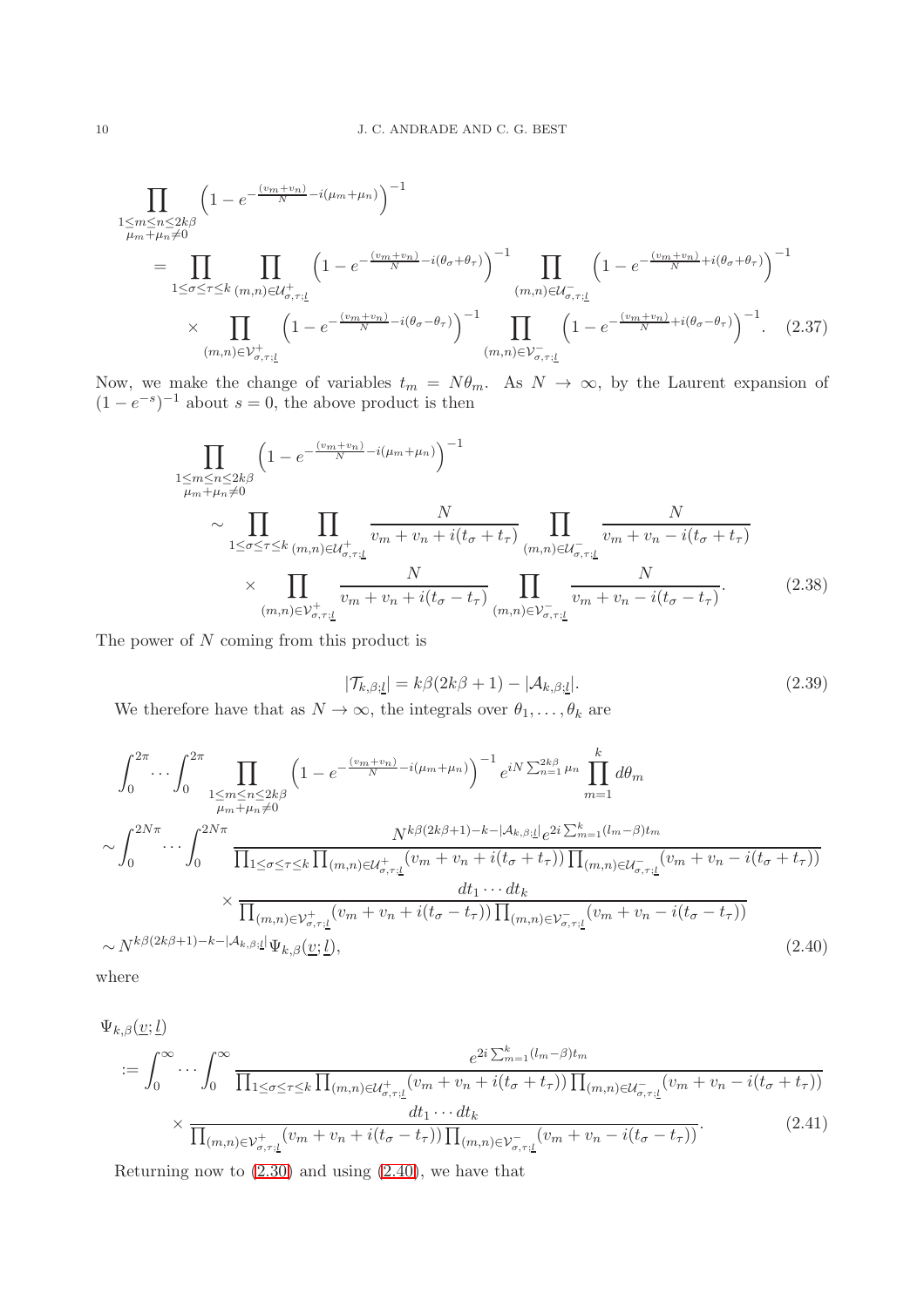$$
\begin{aligned}
&\prod_{\substack{1\le m\le n\le 2k\beta\\ \mu_m+\mu_n\neq 0}} \left(1-e^{-\frac{(v_m+v_n)}{N}-i(\mu_m+\mu_n)}\right)^{-1}\\
&\quad= \prod_{1\le\sigma\le\tau\le k}\prod_{(m,n)\in\mathcal{U}^+_{\sigma,\tau;\underline{l}}} \left(1-e^{-\frac{(v_m+v_n)}{N}-i(\theta_\sigma+\theta_\tau)}\right)^{-1} \prod_{(m,n)\in\mathcal{U}^-_{\sigma,\tau;\underline{l}}} \left(1-e^{-\frac{(v_m+v_n)}{N}+i(\theta_\sigma+\theta_\tau)}\right)^{-1}\\
&\qquad\times \prod_{(m,n)\in\mathcal{V}^+_{\sigma,\tau;\underline{l}}} \left(1-e^{-\frac{(v_m+v_n)}{N}-i(\theta_\sigma-\theta_\tau)}\right)^{-1} \prod_{(m,n)\in\mathcal{V}^-_{\sigma,\tau;\underline{l}}} \left(1-e^{-\frac{(v_m+v_n)}{N}+i(\theta_\sigma-\theta_\tau)}\right)^{-1}. \qquad (2.37)
\end{aligned}
$$

Now, we make the change of variables $t_m = N\theta_m$. As $N\to\infty$, by the Laurent expansion of $(1-e^{-s})^{-1}$ about $s=0$, the above product is then

$$
\begin{aligned}
&\prod_{\substack{1\le m\le n\le 2k\beta\\ \mu_m+\mu_n\neq 0}} \left(1-e^{-\frac{(v_m+v_n)}{N}-i(\mu_m+\mu_n)}\right)^{-1}\\
&\quad\sim \prod_{1\le\sigma\le\tau\le k}\prod_{(m,n)\in\mathcal{U}^+_{\sigma,\tau;\underline{l}}} \frac{N}{v_m+v_n+i(t_\sigma+t_\tau)} \prod_{(m,n)\in\mathcal{U}^-_{\sigma,\tau;\underline{l}}} \frac{N}{v_m+v_n-i(t_\sigma+t_\tau)}\\
&\qquad\times \prod_{(m,n)\in\mathcal{V}^+_{\sigma,\tau;\underline{l}}} \frac{N}{v_m+v_n+i(t_\sigma-t_\tau)} \prod_{(m,n)\in\mathcal{V}^-_{\sigma,\tau;\underline{l}}} \frac{N}{v_m+v_n-i(t_\sigma-t_\tau)}. \qquad (2.38)
\end{aligned}
$$

The power of $N$ coming from this product is

$$
|\mathcal{T}_{k,\beta;\underline{l}}| = k\beta(2k\beta+1) - |\mathcal{A}_{k,\beta;\underline{l}}|. \qquad (2.39)
$$

We therefore have that as $N\to\infty$, the integrals over $\theta_1,\dots,\theta_k$ are

$$
\begin{aligned}
&\int_0^{2\pi}\cdots\int_0^{2\pi} \prod_{\substack{1\le m\le n\le 2k\beta\\ \mu_m+\mu_n\neq 0}} \left(1-e^{-\frac{(v_m+v_n)}{N}-i(\mu_m+\mu_n)}\right)^{-1} e^{iN\sum_{n=1}^{2k\beta}\mu_n} \prod_{m=1}^k d\theta_m\\
&\sim \int_0^{2N\pi}\cdots\int_0^{2N\pi} \frac{N^{k\beta(2k\beta+1)-k-|\mathcal{A}_{k,\beta;\underline{l}}|} e^{2i\sum_{m=1}^k (l_m-\beta)t_m}}{\prod_{1\le\sigma\le\tau\le k}\prod_{(m,n)\in\mathcal{U}^+_{\sigma,\tau;\underline{l}}}(v_m+v_n+i(t_\sigma+t_\tau))\prod_{(m,n)\in\mathcal{U}^-_{\sigma,\tau;\underline{l}}}(v_m+v_n-i(t_\sigma+t_\tau))}\\
&\qquad\times \frac{dt_1\cdots dt_k}{\prod_{(m,n)\in\mathcal{V}^+_{\sigma,\tau;\underline{l}}}(v_m+v_n+i(t_\sigma-t_\tau))\prod_{(m,n)\in\mathcal{V}^-_{\sigma,\tau;\underline{l}}}(v_m+v_n-i(t_\sigma-t_\tau))}\\
&\sim N^{k\beta(2k\beta+1)-k-|\mathcal{A}_{k,\beta;\underline{l}}|}\Psi_{k,\beta}(\underline{v};\underline{l}), \qquad (2.40)
\end{aligned}
$$

where

$$
\begin{aligned}
&\Psi_{k,\beta}(\underline{v};\underline{l})\\
&:= \int_0^{\infty}\cdots\int_0^{\infty} \frac{e^{2i\sum_{m=1}^k (l_m-\beta)t_m}}{\prod_{1\le\sigma\le\tau\le k}\prod_{(m,n)\in\mathcal{U}^+_{\sigma,\tau;\underline{l}}}(v_m+v_n+i(t_\sigma+t_\tau))\prod_{(m,n)\in\mathcal{U}^-_{\sigma,\tau;\underline{l}}}(v_m+v_n-i(t_\sigma+t_\tau))}\\
&\qquad\times \frac{dt_1\cdots dt_k}{\prod_{(m,n)\in\mathcal{V}^+_{\sigma,\tau;\underline{l}}}(v_m+v_n+i(t_\sigma-t_\tau))\prod_{(m,n)\in\mathcal{V}^-_{\sigma,\tau;\underline{l}}}(v_m+v_n-i(t_\sigma-t_\tau))}. \qquad (2.41)
\end{aligned}
$$

Returning now to (2.30) and using (2.40), we have that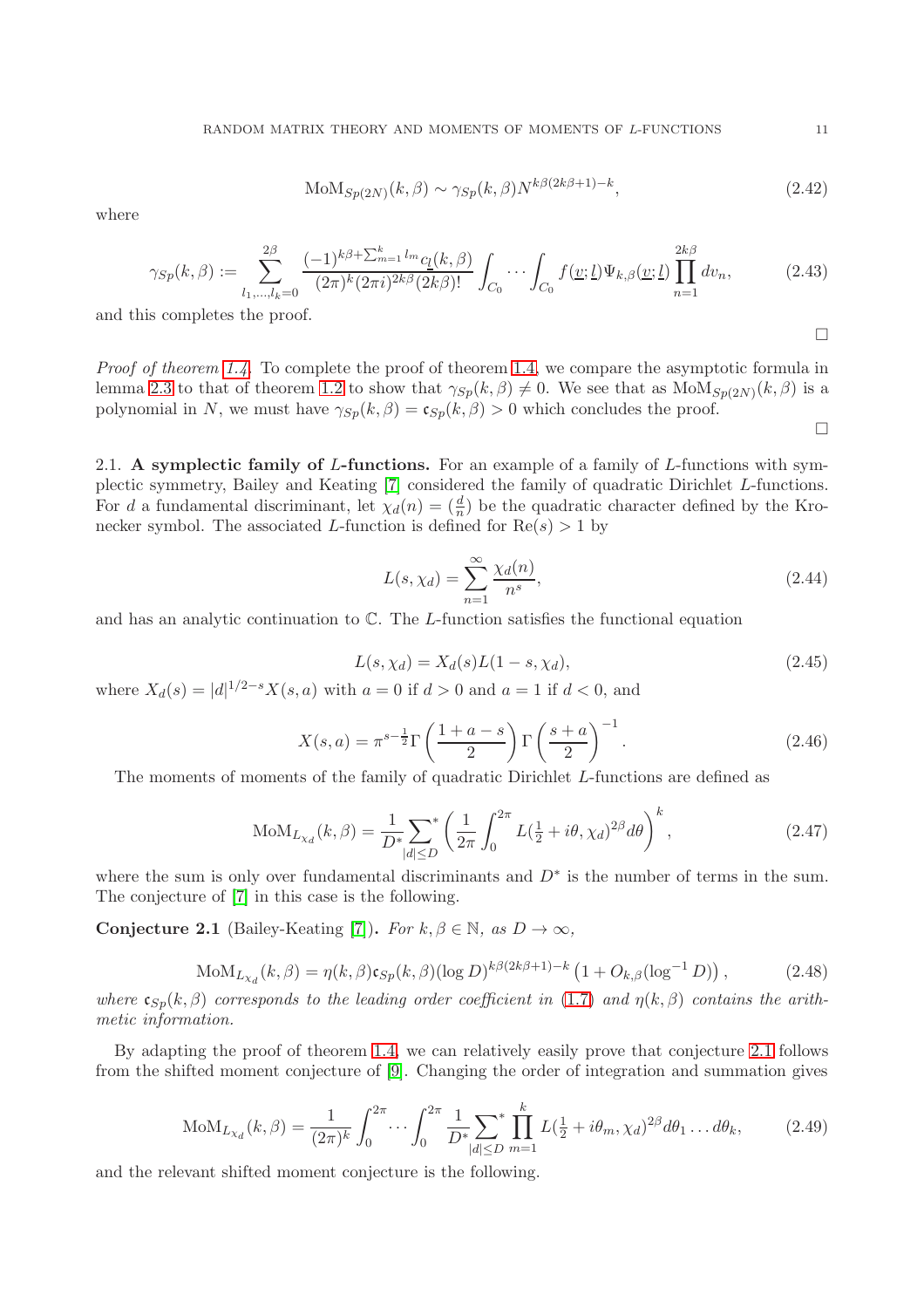$$\mathrm{MoM}_{Sp(2N)}(k,\beta) \sim \gamma_{Sp}(k,\beta) N^{k\beta(2k\beta+1)-k}, \tag{2.42}$$

where

$$\gamma_{Sp}(k,\beta) := \sum_{l_1,\ldots,l_k=0}^{2\beta} \frac{(-1)^{k\beta+\sum_{m=1}^k l_m} c_{\underline{l}}(k,\beta)}{(2\pi)^k (2\pi i)^{2k\beta}(2k\beta)!} \int_{C_0} \cdots \int_{C_0} f(\underline{v};\underline{l}) \Psi_{k,\beta}(\underline{v};\underline{l}) \prod_{n=1}^{2k\beta} dv_n, \tag{2.43}$$

and this completes the proof.

□

*Proof of theorem 1.4.* To complete the proof of theorem 1.4, we compare the asymptotic formula in lemma 2.3 to that of theorem 1.2 to show that $\gamma_{Sp}(k,\beta) \neq 0$. We see that as $\mathrm{MoM}_{Sp(2N)}(k,\beta)$ is a polynomial in $N$, we must have $\gamma_{Sp}(k,\beta) = \mathfrak{c}_{Sp}(k,\beta) > 0$ which concludes the proof.

□

### 2.1. A symplectic family of $L$-functions.

For an example of a family of $L$-functions with symplectic symmetry, Bailey and Keating [7] considered the family of quadratic Dirichlet $L$-functions. For $d$ a fundamental discriminant, let $\chi_d(n) = (\frac{d}{n})$ be the quadratic character defined by the Kronecker symbol. The associated $L$-function is defined for $\mathrm{Re}(s) > 1$ by

$$L(s,\chi_d) = \sum_{n=1}^{\infty} \frac{\chi_d(n)}{n^s}, \tag{2.44}$$

and has an analytic continuation to $\mathbb{C}$. The $L$-function satisfies the functional equation

$$L(s,\chi_d) = X_d(s) L(1-s,\chi_d), \tag{2.45}$$

where $X_d(s) = |d|^{1/2-s} X(s,a)$ with $a = 0$ if $d > 0$ and $a = 1$ if $d < 0$, and

$$X(s,a) = \pi^{s-\frac{1}{2}} \Gamma\left(\frac{1+a-s}{2}\right) \Gamma\left(\frac{s+a}{2}\right)^{-1}. \tag{2.46}$$

The moments of moments of the family of quadratic Dirichlet $L$-functions are defined as

$$\mathrm{MoM}_{L_{\chi_d}}(k,\beta) = \frac{1}{D^*} \sum_{|d|\leq D}^{*} \left( \frac{1}{2\pi} \int_0^{2\pi} L(\tfrac{1}{2}+i\theta,\chi_d)^{2\beta} d\theta \right)^k, \tag{2.47}$$

where the sum is only over fundamental discriminants and $D^*$ is the number of terms in the sum. The conjecture of [7] in this case is the following.

**Conjecture 2.1** (Bailey-Keating [7]). *For $k,\beta \in \mathbb{N}$, as $D \to \infty$,*

$$\mathrm{MoM}_{L_{\chi_d}}(k,\beta) = \eta(k,\beta) \mathfrak{c}_{Sp}(k,\beta) (\log D)^{k\beta(2k\beta+1)-k} \left(1 + O_{k,\beta}(\log^{-1} D)\right), \tag{2.48}$$

*where $\mathfrak{c}_{Sp}(k,\beta)$ corresponds to the leading order coefficient in (1.7) and $\eta(k,\beta)$ contains the arithmetic information.*

By adapting the proof of theorem 1.4, we can relatively easily prove that conjecture 2.1 follows from the shifted moment conjecture of [9]. Changing the order of integration and summation gives

$$\mathrm{MoM}_{L_{\chi_d}}(k,\beta) = \frac{1}{(2\pi)^k} \int_0^{2\pi} \cdots \int_0^{2\pi} \frac{1}{D^*} \sum_{|d|\leq D}^{*} \prod_{m=1}^{k} L(\tfrac{1}{2}+i\theta_m,\chi_d)^{2\beta} d\theta_1 \ldots d\theta_k, \tag{2.49}$$

and the relevant shifted moment conjecture is the following.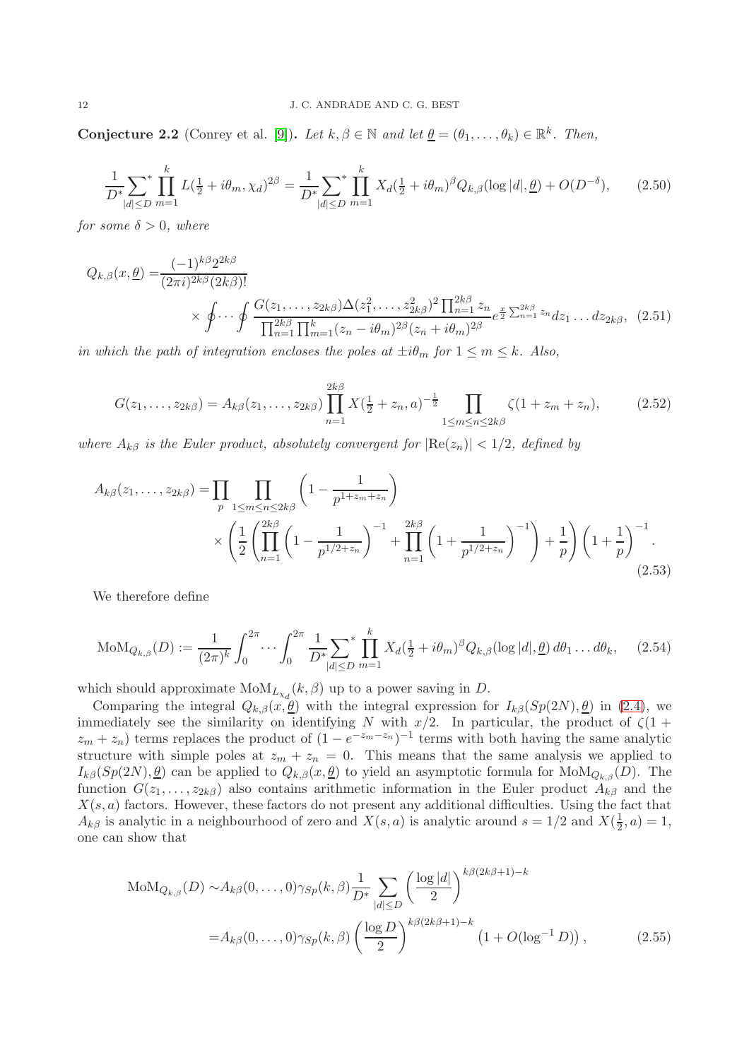**Conjecture 2.2** (Conrey et al. [9]). *Let $k, \beta \in \mathbb{N}$ and let $\underline{\theta} = (\theta_1, \ldots, \theta_k) \in \mathbb{R}^k$. Then,*

$$\frac{1}{D^*}\sideset{}{^*}\sum_{|d|\leq D} \prod_{m=1}^{k} L(\tfrac{1}{2}+i\theta_m, \chi_d)^{2\beta} = \frac{1}{D^*}\sideset{}{^*}\sum_{|d|\leq D} \prod_{m=1}^{k} X_d(\tfrac{1}{2}+i\theta_m)^{\beta} Q_{k,\beta}(\log|d|, \underline{\theta}) + O(D^{-\delta}), \tag{2.50}$$

*for some $\delta > 0$, where*

$$\begin{aligned} Q_{k,\beta}(x,\underline{\theta}) =& \frac{(-1)^{k\beta}2^{2k\beta}}{(2\pi i)^{2k\beta}(2k\beta)!} \\ & \times \oint \cdots \oint \frac{G(z_1,\ldots,z_{2k\beta})\Delta(z_1^2,\ldots,z_{2k\beta}^2)^2 \prod_{n=1}^{2k\beta} z_n}{\prod_{n=1}^{2k\beta}\prod_{m=1}^{k}(z_n - i\theta_m)^{2\beta}(z_n+i\theta_m)^{2\beta}} e^{\frac{x}{2}\sum_{n=1}^{2k\beta} z_n} dz_1 \ldots dz_{2k\beta}, \end{aligned} \tag{2.51}$$

*in which the path of integration encloses the poles at $\pm i\theta_m$ for $1 \leq m \leq k$. Also,*

$$G(z_1,\ldots,z_{2k\beta}) = A_{k\beta}(z_1,\ldots,z_{2k\beta}) \prod_{n=1}^{2k\beta} X(\tfrac{1}{2}+z_n, a)^{-\frac{1}{2}} \prod_{1\leq m\leq n\leq 2k\beta} \zeta(1+z_m+z_n), \tag{2.52}$$

*where $A_{k\beta}$ is the Euler product, absolutely convergent for $|\mathrm{Re}(z_n)| < 1/2$, defined by*

$$\begin{aligned} A_{k\beta}(z_1,\ldots,z_{2k\beta}) =& \prod_p \prod_{1\leq m\leq n\leq 2k\beta} \left(1 - \frac{1}{p^{1+z_m+z_n}}\right) \\ & \times \left(\frac{1}{2}\left(\prod_{n=1}^{2k\beta}\left(1-\frac{1}{p^{1/2+z_n}}\right)^{-1} + \prod_{n=1}^{2k\beta}\left(1+\frac{1}{p^{1/2+z_n}}\right)^{-1}\right) + \frac{1}{p}\right)\left(1+\frac{1}{p}\right)^{-1}. \end{aligned} \tag{2.53}$$

We therefore define

$$\mathrm{MoM}_{Q_{k,\beta}}(D) := \frac{1}{(2\pi)^k}\int_0^{2\pi}\cdots\int_0^{2\pi} \frac{1}{D^*}\sideset{}{^*}\sum_{|d|\leq D}\prod_{m=1}^{k} X_d(\tfrac{1}{2}+i\theta_m)^{\beta} Q_{k,\beta}(\log|d|,\underline{\theta})\, d\theta_1 \ldots d\theta_k, \tag{2.54}$$

which should approximate $\mathrm{MoM}_{L_{\chi_d}}(k,\beta)$ up to a power saving in $D$.

Comparing the integral $Q_{k,\beta}(x,\underline{\theta})$ with the integral expression for $I_{k\beta}(Sp(2N),\underline{\theta})$ in (2.4), we immediately see the similarity on identifying $N$ with $x/2$. In particular, the product of $\zeta(1 + z_m + z_n)$ terms replaces the product of $(1 - e^{-z_m - z_n})^{-1}$ terms with both having the same analytic structure with simple poles at $z_m + z_n = 0$. This means that the same analysis we applied to $I_{k\beta}(Sp(2N),\underline{\theta})$ can be applied to $Q_{k,\beta}(x,\underline{\theta})$ to yield an asymptotic formula for $\mathrm{MoM}_{Q_{k,\beta}}(D)$. The function $G(z_1,\ldots,z_{2k\beta})$ also contains arithmetic information in the Euler product $A_{k\beta}$ and the $X(s,a)$ factors. However, these factors do not present any additional difficulties. Using the fact that $A_{k\beta}$ is analytic in a neighbourhood of zero and $X(s,a)$ is analytic around $s = 1/2$ and $X(\frac{1}{2},a) = 1$, one can show that

$$\begin{aligned} \mathrm{MoM}_{Q_{k,\beta}}(D) \sim& A_{k\beta}(0,\ldots,0)\gamma_{Sp}(k,\beta)\frac{1}{D^*}\sum_{|d|\leq D}\left(\frac{\log|d|}{2}\right)^{k\beta(2k\beta+1)-k} \\ =& A_{k\beta}(0,\ldots,0)\gamma_{Sp}(k,\beta)\left(\frac{\log D}{2}\right)^{k\beta(2k\beta+1)-k}\left(1+O(\log^{-1} D)\right), \end{aligned} \tag{2.55}$$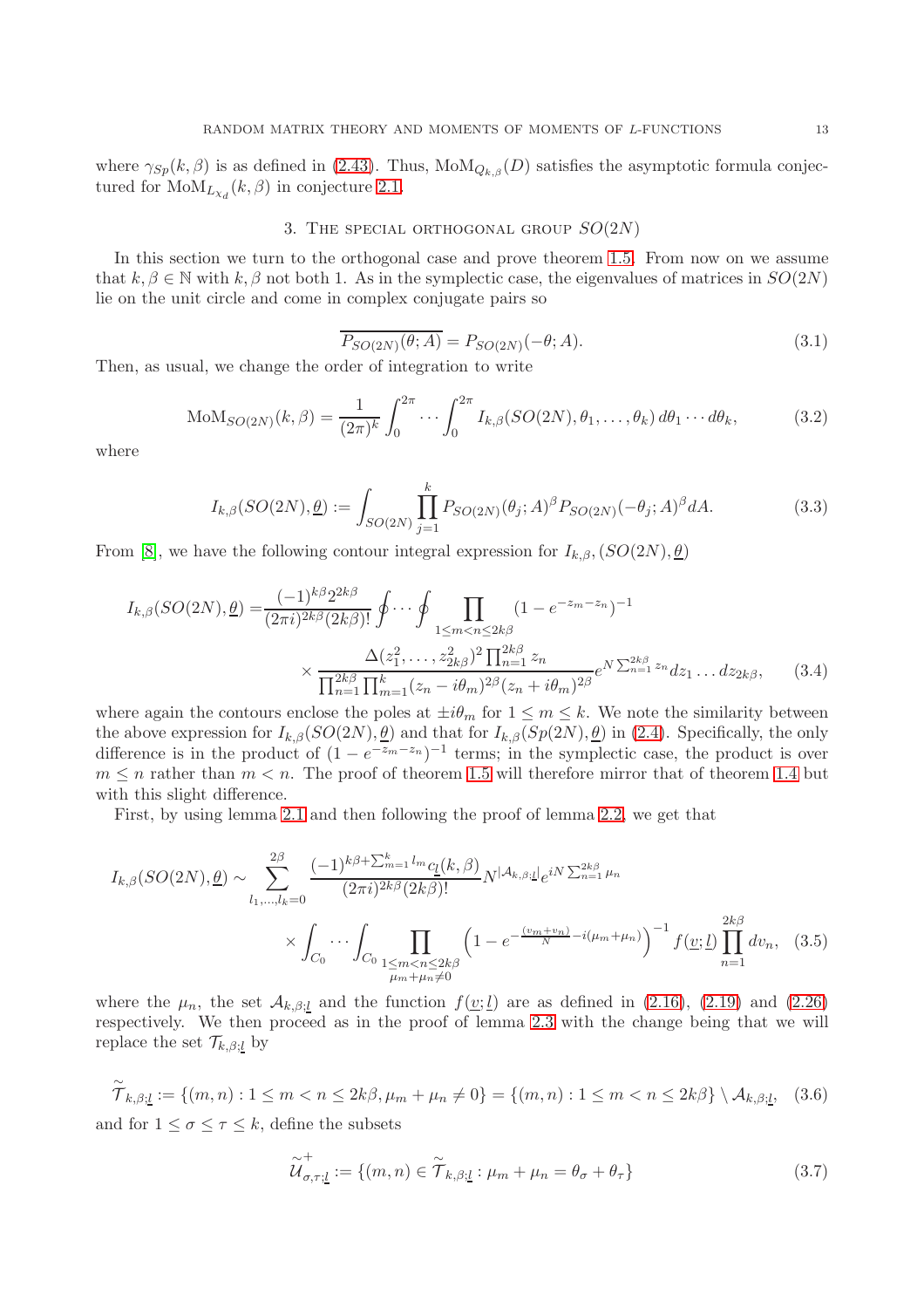where $\gamma_{Sp}(k,\beta)$ is as defined in (2.43). Thus, $\mathrm{MoM}_{Q_{k,\beta}}(D)$ satisfies the asymptotic formula conjectured for $\mathrm{MoM}_{L_{\chi_d}}(k,\beta)$ in conjecture 2.1.

## 3. The special orthogonal group $SO(2N)$

In this section we turn to the orthogonal case and prove theorem 1.5. From now on we assume that $k,\beta \in \mathbb{N}$ with $k,\beta$ not both 1. As in the symplectic case, the eigenvalues of matrices in $SO(2N)$ lie on the unit circle and come in complex conjugate pairs so

$$\overline{P_{SO(2N)}(\theta;A)} = P_{SO(2N)}(-\theta;A). \tag{3.1}$$

Then, as usual, we change the order of integration to write

$$\mathrm{MoM}_{SO(2N)}(k,\beta) = \frac{1}{(2\pi)^k}\int_0^{2\pi}\cdots\int_0^{2\pi} I_{k,\beta}(SO(2N),\theta_1,\ldots,\theta_k)\,d\theta_1\cdots d\theta_k, \tag{3.2}$$

where

$$I_{k,\beta}(SO(2N),\underline{\theta}) := \int_{SO(2N)}\prod_{j=1}^{k} P_{SO(2N)}(\theta_j;A)^{\beta}P_{SO(2N)}(-\theta_j;A)^{\beta}dA. \tag{3.3}$$

From [8], we have the following contour integral expression for $I_{k,\beta},(SO(2N),\underline{\theta})$

$$\begin{aligned} I_{k,\beta}(SO(2N),\underline{\theta}) =& \frac{(-1)^{k\beta}2^{2k\beta}}{(2\pi i)^{2k\beta}(2k\beta)!}\oint\cdots\oint\prod_{1\le m<n\le 2k\beta}(1-e^{-z_m-z_n})^{-1} \\ &\times\frac{\Delta(z_1^2,\ldots,z_{2k\beta}^2)^2\prod_{n=1}^{2k\beta}z_n}{\prod_{n=1}^{2k\beta}\prod_{m=1}^{k}(z_n-i\theta_m)^{2\beta}(z_n+i\theta_m)^{2\beta}}e^{N\sum_{n=1}^{2k\beta}z_n}dz_1\ldots dz_{2k\beta}, \end{aligned} \tag{3.4}$$

where again the contours enclose the poles at $\pm i\theta_m$ for $1\le m\le k$. We note the similarity between the above expression for $I_{k,\beta}(SO(2N),\underline{\theta})$ and that for $I_{k,\beta}(Sp(2N),\underline{\theta})$ in (2.4). Specifically, the only difference is in the product of $(1-e^{-z_m-z_n})^{-1}$ terms; in the symplectic case, the product is over $m\le n$ rather than $m<n$. The proof of theorem 1.5 will therefore mirror that of theorem 1.4 but with this slight difference.

First, by using lemma 2.1 and then following the proof of lemma 2.2, we get that

$$\begin{aligned} I_{k,\beta}(SO(2N),\underline{\theta}) \sim& \sum_{l_1,\ldots,l_k=0}^{2\beta}\frac{(-1)^{k\beta+\sum_{m=1}^{k}l_m}c_{\underline{l}}(k,\beta)}{(2\pi i)^{2k\beta}(2k\beta)!}N^{|\mathcal{A}_{k,\beta;\underline{l}}|}e^{iN\sum_{n=1}^{2k\beta}\mu_n} \\ &\times\int_{C_0}\cdots\int_{C_0}\prod_{\substack{1\le m<n\le 2k\beta\\ \mu_m+\mu_n\neq 0}}\left(1-e^{-\frac{(v_m+v_n)}{N}-i(\mu_m+\mu_n)}\right)^{-1}f(\underline{v};\underline{l})\prod_{n=1}^{2k\beta}dv_n, \end{aligned} \tag{3.5}$$

where the $\mu_n$, the set $\mathcal{A}_{k,\beta;\underline{l}}$ and the function $f(\underline{v};\underline{l})$ are as defined in (2.16), (2.19) and (2.26) respectively. We then proceed as in the proof of lemma 2.3 with the change being that we will replace the set $\mathcal{T}_{k,\beta;\underline{l}}$ by

$$\widetilde{\mathcal{T}}_{k,\beta;\underline{l}} := \{(m,n): 1\le m<n\le 2k\beta, \mu_m+\mu_n\neq 0\} = \{(m,n): 1\le m<n\le 2k\beta\}\setminus\mathcal{A}_{k,\beta;\underline{l}}, \tag{3.6}$$

and for $1\le\sigma\le\tau\le k$, define the subsets

$$\widetilde{\mathcal{U}}^{+}_{\sigma,\tau;\underline{l}} := \{(m,n)\in\widetilde{\mathcal{T}}_{k,\beta;\underline{l}} : \mu_m+\mu_n = \theta_\sigma+\theta_\tau\} \tag{3.7}$$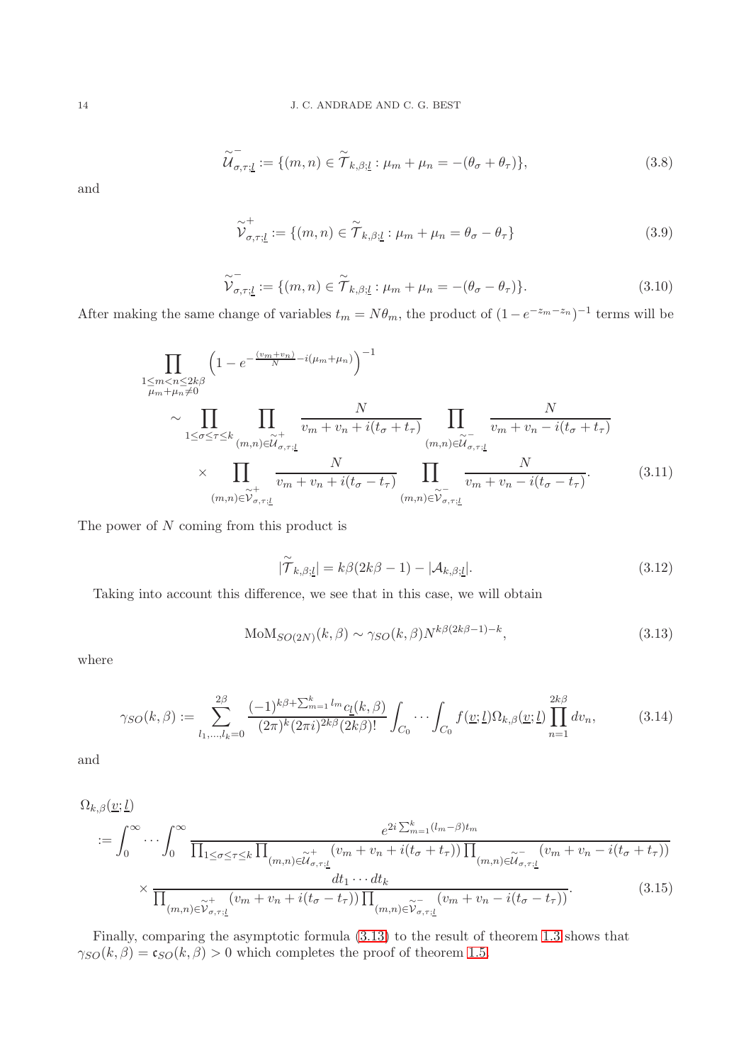$$\widetilde{\mathcal{U}}^{-}_{\sigma,\tau;\underline{l}} := \{(m,n) \in \widetilde{\mathcal{T}}_{k,\beta;\underline{l}} : \mu_m + \mu_n = -(\theta_\sigma + \theta_\tau)\}, \tag{3.8}$$

and

$$\widetilde{\mathcal{V}}^{+}_{\sigma,\tau;\underline{l}} := \{(m,n) \in \widetilde{\mathcal{T}}_{k,\beta;\underline{l}} : \mu_m + \mu_n = \theta_\sigma - \theta_\tau\} \tag{3.9}$$

$$\widetilde{\mathcal{V}}^{-}_{\sigma,\tau;\underline{l}} := \{(m,n) \in \widetilde{\mathcal{T}}_{k,\beta;\underline{l}} : \mu_m + \mu_n = -(\theta_\sigma - \theta_\tau)\}. \tag{3.10}$$

After making the same change of variables $t_m = N\theta_m$, the product of $(1 - e^{-z_m - z_n})^{-1}$ terms will be

$$\begin{aligned}
&\prod_{\substack{1 \le m < n \le 2k\beta \\ \mu_m + \mu_n \neq 0}} \left(1 - e^{-\frac{(v_m + v_n)}{N} - i(\mu_m + \mu_n)}\right)^{-1} \\
&\quad \sim \prod_{1 \le \sigma \le \tau \le k} \prod_{(m,n) \in \widetilde{\mathcal{U}}^{+}_{\sigma,\tau;\underline{l}}} \frac{N}{v_m + v_n + i(t_\sigma + t_\tau)} \prod_{(m,n) \in \widetilde{\mathcal{U}}^{-}_{\sigma,\tau;\underline{l}}} \frac{N}{v_m + v_n - i(t_\sigma + t_\tau)} \\
&\qquad \times \prod_{(m,n) \in \widetilde{\mathcal{V}}^{+}_{\sigma,\tau;\underline{l}}} \frac{N}{v_m + v_n + i(t_\sigma - t_\tau)} \prod_{(m,n) \in \widetilde{\mathcal{V}}^{-}_{\sigma,\tau;\underline{l}}} \frac{N}{v_m + v_n - i(t_\sigma - t_\tau)}.
\end{aligned} \tag{3.11}$$

The power of $N$ coming from this product is

$$|\widetilde{\mathcal{T}}_{k,\beta;\underline{l}}| = k\beta(2k\beta - 1) - |\mathcal{A}_{k,\beta;\underline{l}}|. \tag{3.12}$$

Taking into account this difference, we see that in this case, we will obtain

$$\mathrm{MoM}_{SO(2N)}(k,\beta) \sim \gamma_{SO}(k,\beta) N^{k\beta(2k\beta-1)-k}, \tag{3.13}$$

where

$$\gamma_{SO}(k,\beta) := \sum_{l_1,\ldots,l_k=0}^{2\beta} \frac{(-1)^{k\beta + \sum_{m=1}^{k} l_m} c_{\underline{l}}(k,\beta)}{(2\pi)^k (2\pi i)^{2k\beta} (2k\beta)!} \int_{C_0} \cdots \int_{C_0} f(\underline{v};\underline{l}) \Omega_{k,\beta}(\underline{v};\underline{l}) \prod_{n=1}^{2k\beta} dv_n, \tag{3.14}$$

and

$$\begin{aligned}
&\Omega_{k,\beta}(\underline{v};\underline{l}) \\
&:= \int_0^\infty \cdots \int_0^\infty \frac{e^{2i\sum_{m=1}^{k}(l_m - \beta)t_m}}{\prod_{1 \le \sigma \le \tau \le k} \prod_{(m,n) \in \widetilde{\mathcal{U}}^{+}_{\sigma,\tau;\underline{l}}} (v_m + v_n + i(t_\sigma + t_\tau)) \prod_{(m,n) \in \widetilde{\mathcal{U}}^{-}_{\sigma,\tau;\underline{l}}} (v_m + v_n - i(t_\sigma + t_\tau))} \\
&\quad \times \frac{dt_1 \cdots dt_k}{\prod_{(m,n) \in \widetilde{\mathcal{V}}^{+}_{\sigma,\tau;\underline{l}}} (v_m + v_n + i(t_\sigma - t_\tau)) \prod_{(m,n) \in \widetilde{\mathcal{V}}^{-}_{\sigma,\tau;\underline{l}}} (v_m + v_n - i(t_\sigma - t_\tau))}.
\end{aligned} \tag{3.15}$$

Finally, comparing the asymptotic formula (3.13) to the result of theorem 1.3 shows that $\gamma_{SO}(k,\beta) = \mathfrak{c}_{SO}(k,\beta) > 0$ which completes the proof of theorem 1.5.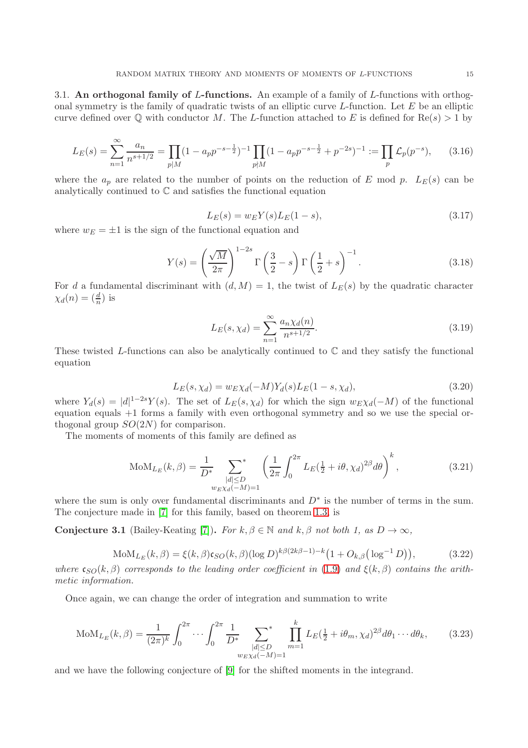### 3.1. An orthogonal family of $L$-functions.

An example of a family of $L$-functions with orthogonal symmetry is the family of quadratic twists of an elliptic curve $L$-function. Let $E$ be an elliptic curve defined over $\mathbb{Q}$ with conductor $M$. The $L$-function attached to $E$ is defined for $\mathrm{Re}(s) > 1$ by

$$L_E(s) = \sum_{n=1}^{\infty} \frac{a_n}{n^{s+1/2}} = \prod_{p|M}(1 - a_p p^{-s-\frac{1}{2}})^{-1} \prod_{p\nmid M}(1 - a_p p^{-s-\frac{1}{2}} + p^{-2s})^{-1} := \prod_p \mathcal{L}_p(p^{-s}), \tag{3.16}$$

where the $a_p$ are related to the number of points on the reduction of $E$ mod $p$. $L_E(s)$ can be analytically continued to $\mathbb{C}$ and satisfies the functional equation

$$L_E(s) = w_E Y(s) L_E(1-s), \tag{3.17}$$

where $w_E = \pm 1$ is the sign of the functional equation and

$$Y(s) = \left(\frac{\sqrt{M}}{2\pi}\right)^{1-2s} \Gamma\left(\frac{3}{2} - s\right) \Gamma\left(\frac{1}{2} + s\right)^{-1}. \tag{3.18}$$

For $d$ a fundamental discriminant with $(d, M) = 1$, the twist of $L_E(s)$ by the quadratic character $\chi_d(n) = (\frac{d}{n})$ is

$$L_E(s, \chi_d) = \sum_{n=1}^{\infty} \frac{a_n \chi_d(n)}{n^{s+1/2}}. \tag{3.19}$$

These twisted $L$-functions can also be analytically continued to $\mathbb{C}$ and they satisfy the functional equation

$$L_E(s, \chi_d) = w_E \chi_d(-M) Y_d(s) L_E(1-s, \chi_d), \tag{3.20}$$

where $Y_d(s) = |d|^{1-2s} Y(s)$. The set of $L_E(s, \chi_d)$ for which the sign $w_E \chi_d(-M)$ of the functional equation equals $+1$ forms a family with even orthogonal symmetry and so we use the special orthogonal group $SO(2N)$ for comparison.

The moments of moments of this family are defined as

$$\mathrm{MoM}_{L_E}(k, \beta) = \frac{1}{D^*} \sideset{}{^*}\sum_{\substack{|d| \le D \\ w_E \chi_d(-M) = 1}} \left(\frac{1}{2\pi} \int_0^{2\pi} L_E(\tfrac{1}{2} + i\theta, \chi_d)^{2\beta} d\theta\right)^k, \tag{3.21}$$

where the sum is only over fundamental discriminants and $D^*$ is the number of terms in the sum. The conjecture made in [7] for this family, based on theorem 1.3, is

**Conjecture 3.1** (Bailey-Keating [7]). *For $k, \beta \in \mathbb{N}$ and $k, \beta$ not both 1, as $D \to \infty$,*

$$\mathrm{MoM}_{L_E}(k, \beta) = \xi(k, \beta) \mathfrak{c}_{SO}(k, \beta) (\log D)^{k\beta(2k\beta - 1) - k} \big(1 + O_{k,\beta}\big(\log^{-1} D\big)\big), \tag{3.22}$$

*where $\mathfrak{c}_{SO}(k, \beta)$ corresponds to the leading order coefficient in (1.9) and $\xi(k, \beta)$ contains the arithmetic information.*

Once again, we can change the order of integration and summation to write

$$\mathrm{MoM}_{L_E}(k, \beta) = \frac{1}{(2\pi)^k} \int_0^{2\pi} \cdots \int_0^{2\pi} \frac{1}{D^*} \sideset{}{^*}\sum_{\substack{|d| \le D \\ w_E \chi_d(-M) = 1}} \prod_{m=1}^{k} L_E(\tfrac{1}{2} + i\theta_m, \chi_d)^{2\beta} d\theta_1 \cdots d\theta_k, \tag{3.23}$$

and we have the following conjecture of [9] for the shifted moments in the integrand.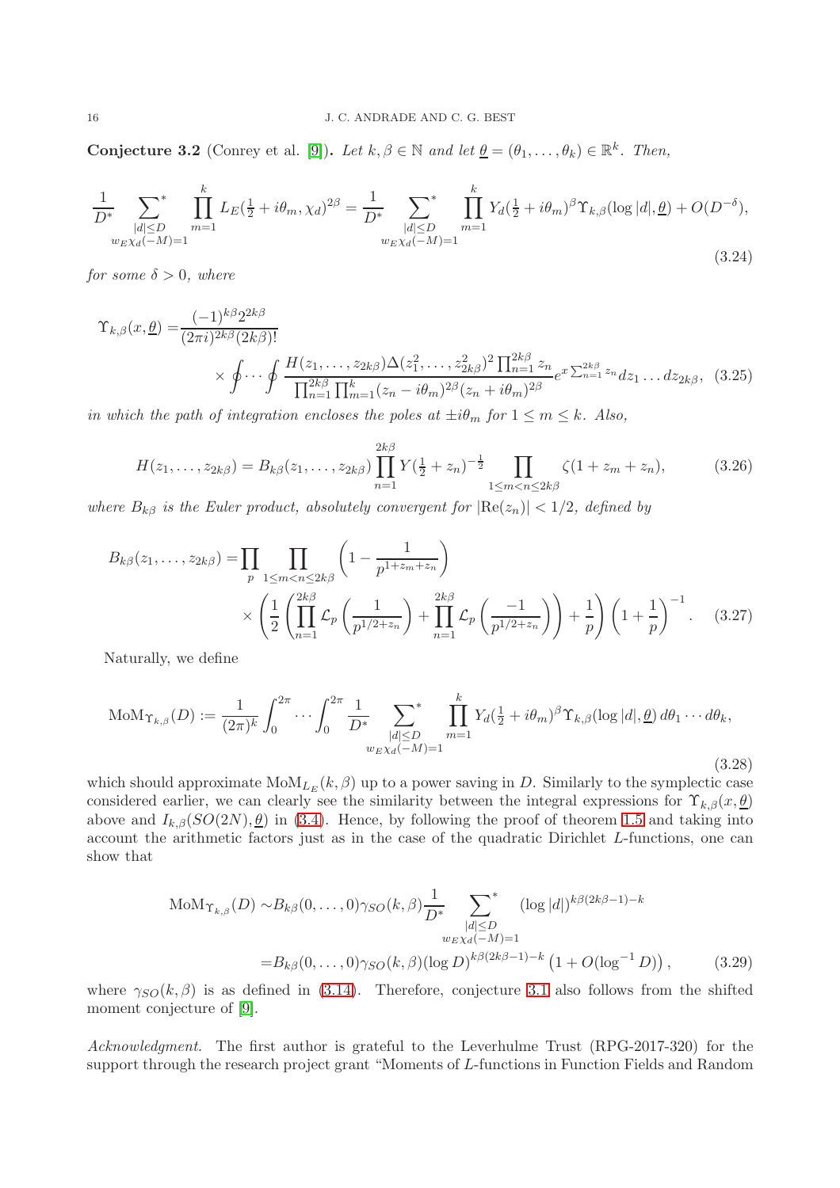**Conjecture 3.2** (Conrey et al. [9]). *Let $k, \beta \in \mathbb{N}$ and let $\underline{\theta} = (\theta_1, \ldots, \theta_k) \in \mathbb{R}^k$. Then,*

$$\frac{1}{D^*} \sideset{}{^*}\sum_{\substack{|d| \leq D \\ w_E \chi_d(-M)=1}} \prod_{m=1}^{k} L_E(\tfrac{1}{2} + i\theta_m, \chi_d)^{2\beta} = \frac{1}{D^*} \sideset{}{^*}\sum_{\substack{|d| \leq D \\ w_E \chi_d(-M)=1}} \prod_{m=1}^{k} Y_d(\tfrac{1}{2} + i\theta_m)^{\beta} \Upsilon_{k,\beta}(\log |d|, \underline{\theta}) + O(D^{-\delta}), \tag{3.24}$$

*for some $\delta > 0$, where*

$$\Upsilon_{k,\beta}(x, \underline{\theta}) = \frac{(-1)^{k\beta} 2^{2k\beta}}{(2\pi i)^{2k\beta}(2k\beta)!} \times \oint \cdots \oint \frac{H(z_1, \ldots, z_{2k\beta}) \Delta(z_1^2, \ldots, z_{2k\beta}^2)^2 \prod_{n=1}^{2k\beta} z_n}{\prod_{n=1}^{2k\beta} \prod_{m=1}^{k} (z_n - i\theta_m)^{2\beta}(z_n + i\theta_m)^{2\beta}} e^{x \sum_{n=1}^{2k\beta} z_n} dz_1 \ldots dz_{2k\beta}, \tag{3.25}$$

*in which the path of integration encloses the poles at $\pm i\theta_m$ for $1 \leq m \leq k$. Also,*

$$H(z_1, \ldots, z_{2k\beta}) = B_{k\beta}(z_1, \ldots, z_{2k\beta}) \prod_{n=1}^{2k\beta} Y(\tfrac{1}{2} + z_n)^{-\frac{1}{2}} \prod_{1 \leq m < n \leq 2k\beta} \zeta(1 + z_m + z_n), \tag{3.26}$$

*where $B_{k\beta}$ is the Euler product, absolutely convergent for $|\mathrm{Re}(z_n)| < 1/2$, defined by*

$$B_{k\beta}(z_1, \ldots, z_{2k\beta}) = \prod_p \prod_{1 \leq m < n \leq 2k\beta} \left(1 - \frac{1}{p^{1+z_m+z_n}}\right) \times \left(\frac{1}{2}\left(\prod_{n=1}^{2k\beta} \mathcal{L}_p\left(\frac{1}{p^{1/2+z_n}}\right) + \prod_{n=1}^{2k\beta} \mathcal{L}_p\left(\frac{-1}{p^{1/2+z_n}}\right)\right) + \frac{1}{p}\right)\left(1 + \frac{1}{p}\right)^{-1}. \tag{3.27}$$

Naturally, we define

$$\mathrm{MoM}_{\Upsilon_{k,\beta}}(D) := \frac{1}{(2\pi)^k} \int_0^{2\pi} \cdots \int_0^{2\pi} \frac{1}{D^*} \sideset{}{^*}\sum_{\substack{|d| \leq D \\ w_E \chi_d(-M)=1}} \prod_{m=1}^{k} Y_d(\tfrac{1}{2} + i\theta_m)^{\beta} \Upsilon_{k,\beta}(\log |d|, \underline{\theta}) \, d\theta_1 \cdots d\theta_k, \tag{3.28}$$

which should approximate $\mathrm{MoM}_{L_E}(k, \beta)$ up to a power saving in $D$. Similarly to the symplectic case considered earlier, we can clearly see the similarity between the integral expressions for $\Upsilon_{k,\beta}(x, \underline{\theta})$ above and $I_{k,\beta}(SO(2N), \underline{\theta})$ in (3.4). Hence, by following the proof of theorem 1.5 and taking into account the arithmetic factors just as in the case of the quadratic Dirichlet $L$-functions, one can show that

$$\begin{aligned}
\mathrm{MoM}_{\Upsilon_{k,\beta}}(D) &\sim B_{k\beta}(0, \ldots, 0) \gamma_{SO}(k, \beta) \frac{1}{D^*} \sideset{}{^*}\sum_{\substack{|d| \leq D \\ w_E \chi_d(-M)=1}} (\log |d|)^{k\beta(2k\beta-1)-k} \\
&= B_{k\beta}(0, \ldots, 0) \gamma_{SO}(k, \beta) (\log D)^{k\beta(2k\beta-1)-k} \left(1 + O(\log^{-1} D)\right),
\end{aligned} \tag{3.29}$$

where $\gamma_{SO}(k, \beta)$ is as defined in (3.14). Therefore, conjecture 3.1 also follows from the shifted moment conjecture of [9].

*Acknowledgment.* The first author is grateful to the Leverhulme Trust (RPG-2017-320) for the support through the research project grant "Moments of $L$-functions in Function Fields and Random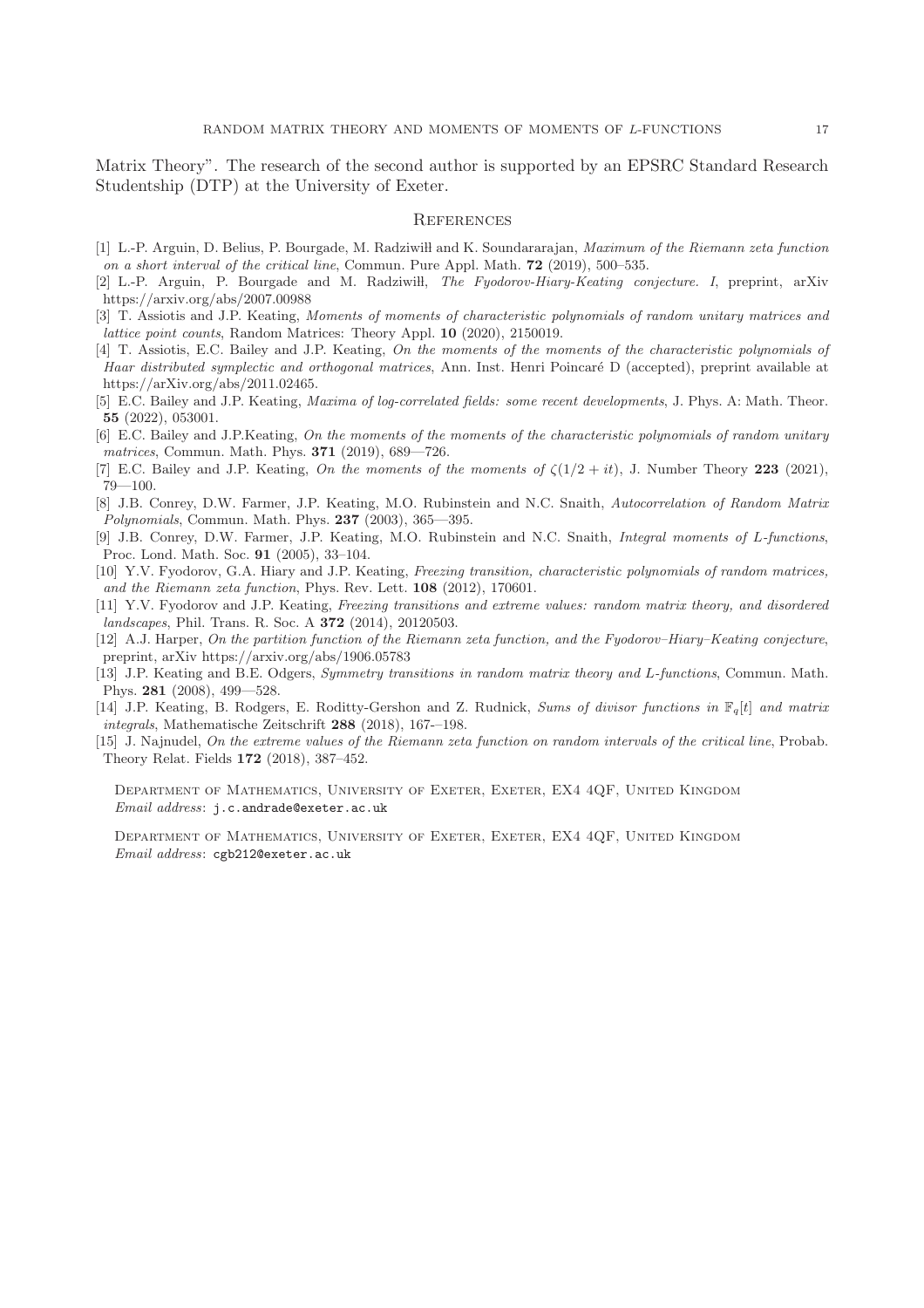Matrix Theory". The research of the second author is supported by an EPSRC Standard Research Studentship (DTP) at the University of Exeter.

## References

[1] L.-P. Arguin, D. Belius, P. Bourgade, M. Radziwiłł and K. Soundararajan, *Maximum of the Riemann zeta function on a short interval of the critical line*, Commun. Pure Appl. Math. **72** (2019), 500–535.

[2] L.-P. Arguin, P. Bourgade and M. Radziwiłł, *The Fyodorov-Hiary-Keating conjecture. I*, preprint, arXiv https://arxiv.org/abs/2007.00988

[3] T. Assiotis and J.P. Keating, *Moments of moments of characteristic polynomials of random unitary matrices and lattice point counts*, Random Matrices: Theory Appl. **10** (2020), 2150019.

[4] T. Assiotis, E.C. Bailey and J.P. Keating, *On the moments of the moments of the characteristic polynomials of Haar distributed symplectic and orthogonal matrices*, Ann. Inst. Henri Poincaré D (accepted), preprint available at https://arXiv.org/abs/2011.02465.

[5] E.C. Bailey and J.P. Keating, *Maxima of log-correlated fields: some recent developments*, J. Phys. A: Math. Theor. **55** (2022), 053001.

[6] E.C. Bailey and J.P.Keating, *On the moments of the moments of the characteristic polynomials of random unitary matrices*, Commun. Math. Phys. **371** (2019), 689—726.

[7] E.C. Bailey and J.P. Keating, *On the moments of the moments of $\zeta(1/2 + it)$*, J. Number Theory **223** (2021), 79—100.

[8] J.B. Conrey, D.W. Farmer, J.P. Keating, M.O. Rubinstein and N.C. Snaith, *Autocorrelation of Random Matrix Polynomials*, Commun. Math. Phys. **237** (2003), 365—395.

[9] J.B. Conrey, D.W. Farmer, J.P. Keating, M.O. Rubinstein and N.C. Snaith, *Integral moments of L-functions*, Proc. Lond. Math. Soc. **91** (2005), 33–104.

[10] Y.V. Fyodorov, G.A. Hiary and J.P. Keating, *Freezing transition, characteristic polynomials of random matrices, and the Riemann zeta function*, Phys. Rev. Lett. **108** (2012), 170601.

[11] Y.V. Fyodorov and J.P. Keating, *Freezing transitions and extreme values: random matrix theory, and disordered landscapes*, Phil. Trans. R. Soc. A **372** (2014), 20120503.

[12] A.J. Harper, *On the partition function of the Riemann zeta function, and the Fyodorov–Hiary–Keating conjecture*, preprint, arXiv https://arxiv.org/abs/1906.05783

[13] J.P. Keating and B.E. Odgers, *Symmetry transitions in random matrix theory and L-functions*, Commun. Math. Phys. **281** (2008), 499—528.

[14] J.P. Keating, B. Rodgers, E. Roditty-Gershon and Z. Rudnick, *Sums of divisor functions in $\mathbb{F}_q[t]$ and matrix integrals*, Mathematische Zeitschrift **288** (2018), 167-–198.

[15] J. Najnudel, *On the extreme values of the Riemann zeta function on random intervals of the critical line*, Probab. Theory Relat. Fields **172** (2018), 387–452.

Department of Mathematics, University of Exeter, Exeter, EX4 4QF, United Kingdom
*Email address*: j.c.andrade@exeter.ac.uk

Department of Mathematics, University of Exeter, Exeter, EX4 4QF, United Kingdom
*Email address*: cgb212@exeter.ac.uk